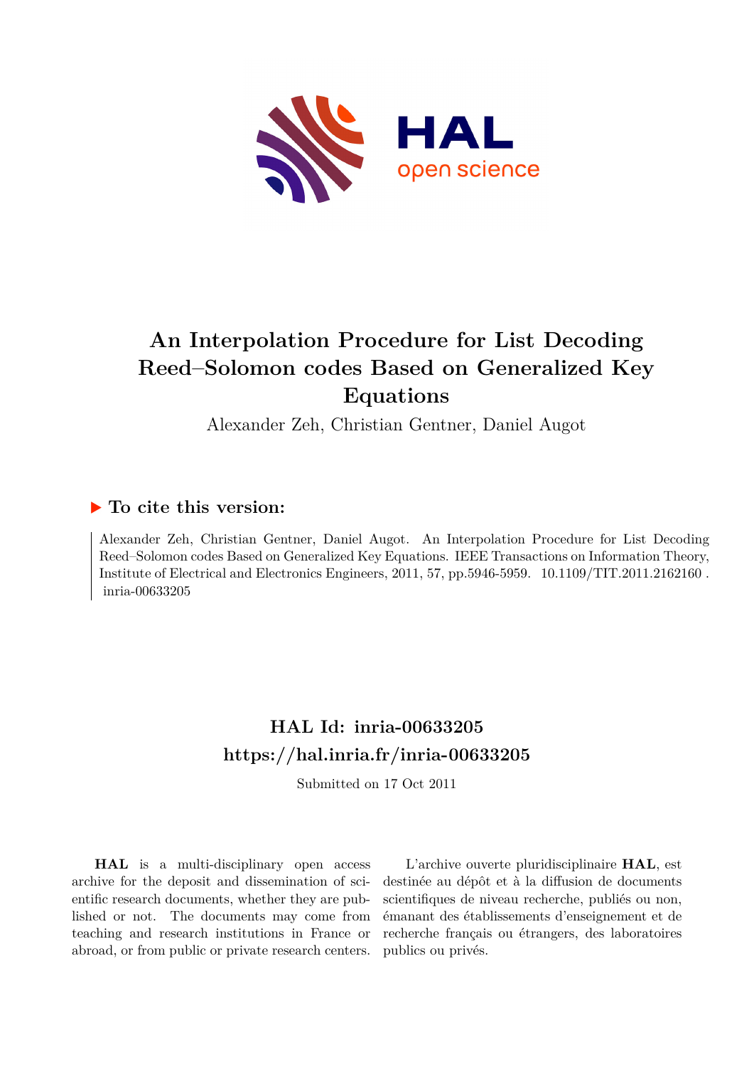# An Interpolation Procedure for List Decoding Reed–Solomon codes Based on Generalized Key Equations

Alexander Zeh, Christian Gentner, Daniel Augot

## ▶ To cite this version:

Alexander Zeh, Christian Gentner, Daniel Augot. An Interpolation Procedure for List Decoding Reed–Solomon codes Based on Generalized Key Equations. IEEE Transactions on Information Theory, Institute of Electrical and Electronics Engineers, 2011, 57, pp.5946-5959. 10.1109/TIT.2011.2162160 . inria-00633205

## HAL Id: inria-00633205

## https://hal.inria.fr/inria-00633205

Submitted on 17 Oct 2011

**HAL** is a multi-disciplinary open access archive for the deposit and dissemination of scientific research documents, whether they are published or not. The documents may come from teaching and research institutions in France or abroad, or from public or private research centers.

L'archive ouverte pluridisciplinaire **HAL**, est destinée au dépôt et à la diffusion de documents scientifiques de niveau recherche, publiés ou non, émanant des établissements d'enseignement et de recherche français ou étrangers, des laboratoires publics ou privés.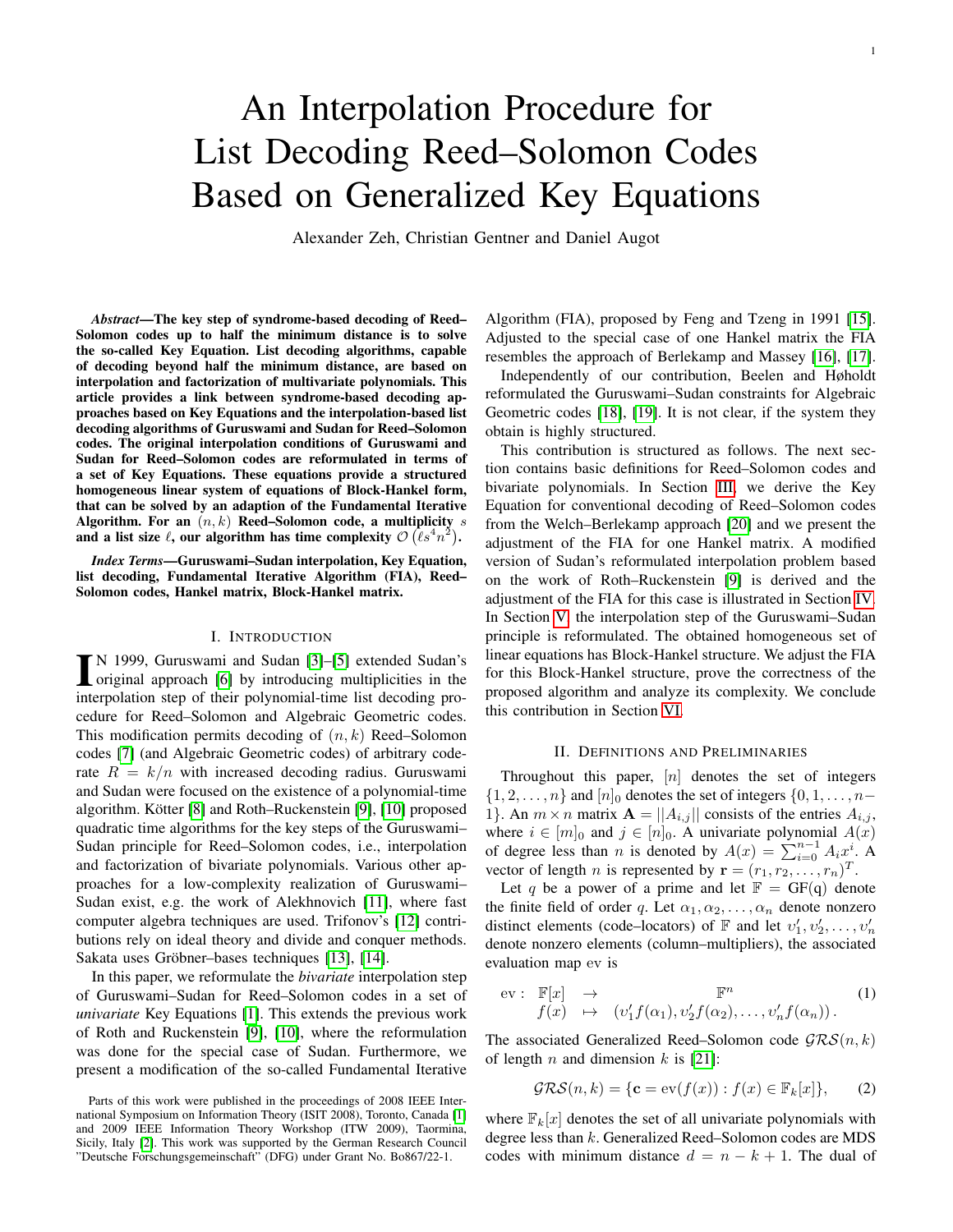# An Interpolation Procedure for List Decoding Reed–Solomon Codes Based on Generalized Key Equations

Alexander Zeh, Christian Gentner and Daniel Augot

***Abstract*—The key step of syndrome-based decoding of Reed–Solomon codes up to half the minimum distance is to solve the so-called Key Equation. List decoding algorithms, capable of decoding beyond half the minimum distance, are based on interpolation and factorization of multivariate polynomials. This article provides a link between syndrome-based decoding approaches based on Key Equations and the interpolation-based list decoding algorithms of Guruswami and Sudan for Reed–Solomon codes. The original interpolation conditions of Guruswami and Sudan for Reed–Solomon codes are reformulated in terms of a set of Key Equations. These equations provide a structured homogeneous linear system of equations of Block-Hankel form, that can be solved by an adaption of the Fundamental Iterative Algorithm. For an $(n, k)$ Reed–Solomon code, a multiplicity $s$ and a list size $\ell$, our algorithm has time complexity $\mathcal{O}\left(\ell s^4 n^2\right)$.**

***Index Terms*—Guruswami–Sudan interpolation, Key Equation, list decoding, Fundamental Iterative Algorithm (FIA), Reed–Solomon codes, Hankel matrix, Block-Hankel matrix.**

## I. Introduction

In 1999, Guruswami and Sudan [3]–[5] extended Sudan's original approach [6] by introducing multiplicities in the interpolation step of their polynomial-time list decoding procedure for Reed–Solomon and Algebraic Geometric codes. This modification permits decoding of $(n, k)$ Reed–Solomon codes [7] (and Algebraic Geometric codes) of arbitrary code-rate $R = k/n$ with increased decoding radius. Guruswami and Sudan were focused on the existence of a polynomial-time algorithm. Kötter [8] and Roth–Ruckenstein [9], [10] proposed quadratic time algorithms for the key steps of the Guruswami–Sudan principle for Reed–Solomon codes, i.e., interpolation and factorization of bivariate polynomials. Various other approaches for a low-complexity realization of Guruswami–Sudan exist, e.g. the work of Alekhnovich [11], where fast computer algebra techniques are used. Trifonov's [12] contributions rely on ideal theory and divide and conquer methods. Sakata uses Gröbner–bases techniques [13], [14].

In this paper, we reformulate the *bivariate* interpolation step of Guruswami–Sudan for Reed–Solomon codes in a set of *univariate* Key Equations [1]. This extends the previous work of Roth and Ruckenstein [9], [10], where the reformulation was done for the special case of Sudan. Furthermore, we present a modification of the so-called Fundamental Iterative Algorithm (FIA), proposed by Feng and Tzeng in 1991 [15]. Adjusted to the special case of one Hankel matrix the FIA resembles the approach of Berlekamp and Massey [16], [17].

Independently of our contribution, Beelen and Høholdt reformulated the Guruswami–Sudan constraints for Algebraic Geometric codes [18], [19]. It is not clear, if the system they obtain is highly structured.

This contribution is structured as follows. The next section contains basic definitions for Reed–Solomon codes and bivariate polynomials. In Section III, we derive the Key Equation for conventional decoding of Reed–Solomon codes from the Welch–Berlekamp approach [20] and we present the adjustment of the FIA for one Hankel matrix. A modified version of Sudan's reformulated interpolation problem based on the work of Roth–Ruckenstein [9] is derived and the adjustment of the FIA for this case is illustrated in Section IV. In Section V, the interpolation step of the Guruswami–Sudan principle is reformulated. The obtained homogeneous set of linear equations has Block-Hankel structure. We adjust the FIA for this Block-Hankel structure, prove the correctness of the proposed algorithm and analyze its complexity. We conclude this contribution in Section VI.

## II. Definitions and Preliminaries

Throughout this paper, $[n]$ denotes the set of integers $\{1, 2, \dots, n\}$ and $[n]_0$ denotes the set of integers $\{0, 1, \dots, n-1\}$. An $m \times n$ matrix $\mathbf{A} = ||A_{i,j}||$ consists of the entries $A_{i,j}$, where $i \in [m]_0$ and $j \in [n]_0$. A univariate polynomial $A(x)$ of degree less than $n$ is denoted by $A(x) = \sum_{i=0}^{n-1} A_i x^i$. A vector of length $n$ is represented by $\mathbf{r} = (r_1, r_2, \dots, r_n)^T$.

Let $q$ be a power of a prime and let $\mathbb{F} = \mathrm{GF(q)}$ denote the finite field of order $q$. Let $\alpha_1, \alpha_2, \dots, \alpha_n$ denote nonzero distinct elements (code–locators) of $\mathbb{F}$ and let $v'_1, v'_2, \dots, v'_n$ denote nonzero elements (column–multipliers), the associated evaluation map ev is

$$\begin{array}{rccc} \mathrm{ev}: & \mathbb{F}[x] & \rightarrow & \mathbb{F}^n \\ & f(x) & \mapsto & (v'_1 f(\alpha_1), v'_2 f(\alpha_2), \dots, v'_n f(\alpha_n)). \end{array} \tag{1}$$

The associated Generalized Reed–Solomon code $\mathcal{GRS}(n, k)$ of length $n$ and dimension $k$ is [21]:

$$\mathcal{GRS}(n, k) = \{\mathbf{c} = \mathrm{ev}(f(x)) : f(x) \in \mathbb{F}_k[x]\}, \tag{2}$$

where $\mathbb{F}_k[x]$ denotes the set of all univariate polynomials with degree less than $k$. Generalized Reed–Solomon codes are MDS codes with minimum distance $d = n - k + 1$. The dual of

Parts of this work were published in the proceedings of 2008 IEEE International Symposium on Information Theory (ISIT 2008), Toronto, Canada [1] and 2009 IEEE Information Theory Workshop (ITW 2009), Taormina, Sicily, Italy [2]. This work was supported by the German Research Council "Deutsche Forschungsgemeinschaft" (DFG) under Grant No. Bo867/22-1.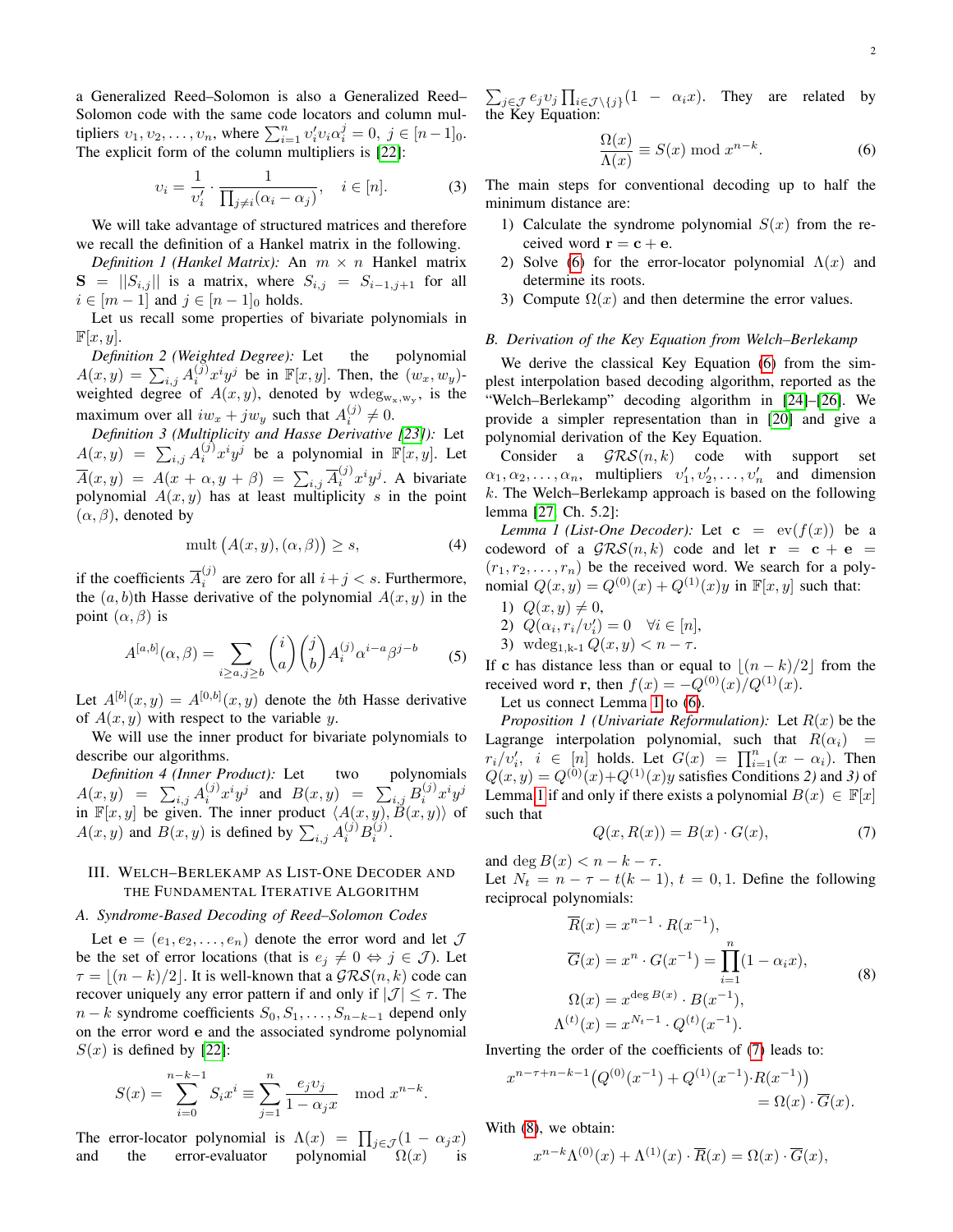a Generalized Reed–Solomon is also a Generalized Reed–Solomon code with the same code locators and column multipliers $\upsilon_1, \upsilon_2, \ldots, \upsilon_n$, where $\sum_{i=1}^{n} \upsilon_i' \upsilon_i \alpha_i^j = 0,\ j \in [n-1]_0$. The explicit form of the column multipliers is [22]:

$$\upsilon_i = \frac{1}{\upsilon_i'} \cdot \frac{1}{\prod_{j \neq i}(\alpha_i - \alpha_j)}, \quad i \in [n]. \tag{3}$$

We will take advantage of structured matrices and therefore we recall the definition of a Hankel matrix in the following.

*Definition 1 (Hankel Matrix):* An $m \times n$ Hankel matrix $\mathbf{S} = ||S_{i,j}||$ is a matrix, where $S_{i,j} = S_{i-1,j+1}$ for all $i \in [m-1]$ and $j \in [n-1]_0$ holds.

Let us recall some properties of bivariate polynomials in $\mathbb{F}[x, y]$.

*Definition 2 (Weighted Degree):* Let the polynomial $A(x,y) = \sum_{i,j} A_i^{(j)} x^i y^j$ be in $\mathbb{F}[x,y]$. Then, the $(w_x, w_y)$-weighted degree of $A(x,y)$, denoted by $\mathrm{wdeg}_{w_x,w_y}$, is the maximum over all $iw_x + jw_y$ such that $A_i^{(j)} \neq 0$.

*Definition 3 (Multiplicity and Hasse Derivative [23]):* Let $A(x,y) = \sum_{i,j} A_i^{(j)} x^i y^j$ be a polynomial in $\mathbb{F}[x,y]$. Let $\overline{A}(x,y) = A(x+\alpha, y+\beta) = \sum_{i,j} \overline{A}_i^{(j)} x^i y^j$. A bivariate polynomial $A(x,y)$ has at least multiplicity $s$ in the point $(\alpha, \beta)$, denoted by

$$\mathrm{mult}\left(A(x,y), (\alpha,\beta)\right) \geq s, \tag{4}$$

if the coefficients $\overline{A}_i^{(j)}$ are zero for all $i + j < s$. Furthermore, the $(a,b)$th Hasse derivative of the polynomial $A(x,y)$ in the point $(\alpha, \beta)$ is

$$A^{[a,b]}(\alpha,\beta) = \sum_{i \geq a, j \geq b} \binom{i}{a}\binom{j}{b} A_i^{(j)} \alpha^{i-a} \beta^{j-b} \tag{5}$$

Let $A^{[b]}(x,y) = A^{[0,b]}(x,y)$ denote the $b$th Hasse derivative of $A(x,y)$ with respect to the variable $y$.

We will use the inner product for bivariate polynomials to describe our algorithms.

*Definition 4 (Inner Product):* Let two polynomials $A(x,y) = \sum_{i,j} A_i^{(j)} x^i y^j$ and $B(x,y) = \sum_{i,j} B_i^{(j)} x^i y^j$ in $\mathbb{F}[x,y]$ be given. The inner product $\langle A(x,y), B(x,y) \rangle$ of $A(x,y)$ and $B(x,y)$ is defined by $\sum_{i,j} A_i^{(j)} B_i^{(j)}$.

## III. Welch–Berlekamp as List-One Decoder and the Fundamental Iterative Algorithm

### A. Syndrome-Based Decoding of Reed–Solomon Codes

Let $\mathbf{e} = (e_1, e_2, \ldots, e_n)$ denote the error word and let $\mathcal{J}$ be the set of error locations (that is $e_j \neq 0 \Leftrightarrow j \in \mathcal{J}$). Let $\tau = \lfloor (n-k)/2 \rfloor$. It is well-known that a $\mathcal{GRS}(n,k)$ code can recover uniquely any error pattern if and only if $|\mathcal{J}| \leq \tau$. The $n-k$ syndrome coefficients $S_0, S_1, \ldots, S_{n-k-1}$ depend only on the error word $\mathbf{e}$ and the associated syndrome polynomial $S(x)$ is defined by [22]:

$$S(x) = \sum_{i=0}^{n-k-1} S_i x^i \equiv \sum_{j=1}^{n} \frac{e_j \upsilon_j}{1 - \alpha_j x} \mod x^{n-k}.$$

The error-locator polynomial is $\Lambda(x) = \prod_{j \in \mathcal{J}} (1 - \alpha_j x)$ and the error-evaluator polynomial $\Omega(x)$ is $\sum_{j \in \mathcal{J}} e_j \upsilon_j \prod_{i \in \mathcal{J} \setminus \{j\}} (1 - \alpha_i x)$. They are related by the Key Equation:

$$\frac{\Omega(x)}{\Lambda(x)} \equiv S(x) \mod x^{n-k}. \tag{6}$$

The main steps for conventional decoding up to half the minimum distance are:

1) Calculate the syndrome polynomial $S(x)$ from the received word $\mathbf{r} = \mathbf{c} + \mathbf{e}$.
2) Solve (6) for the error-locator polynomial $\Lambda(x)$ and determine its roots.
3) Compute $\Omega(x)$ and then determine the error values.

### B. Derivation of the Key Equation from Welch–Berlekamp

We derive the classical Key Equation (6) from the simplest interpolation based decoding algorithm, reported as the "Welch–Berlekamp" decoding algorithm in [24]–[26]. We provide a simpler representation than in [20] and give a polynomial derivation of the Key Equation.

Consider a $\mathcal{GRS}(n,k)$ code with support set $\alpha_1, \alpha_2, \ldots, \alpha_n$, multipliers $\upsilon_1', \upsilon_2', \ldots, \upsilon_n'$ and dimension $k$. The Welch–Berlekamp approach is based on the following lemma [27, Ch. 5.2]:

*Lemma 1 (List-One Decoder):* Let $\mathbf{c} = \mathrm{ev}(f(x))$ be a codeword of a $\mathcal{GRS}(n,k)$ code and let $\mathbf{r} = \mathbf{c} + \mathbf{e} = (r_1, r_2, \ldots, r_n)$ be the received word. We search for a polynomial $Q(x,y) = Q^{(0)}(x) + Q^{(1)}(x)y$ in $\mathbb{F}[x,y]$ such that:

1) $Q(x,y) \neq 0$,
2) $Q(\alpha_i, r_i/\upsilon_i') = 0 \quad \forall i \in [n]$,
3) $\mathrm{wdeg}_{1,k-1}\, Q(x,y) < n - \tau$.

If $\mathbf{c}$ has distance less than or equal to $\lfloor (n-k)/2 \rfloor$ from the received word $\mathbf{r}$, then $f(x) = -Q^{(0)}(x)/Q^{(1)}(x)$.

Let us connect Lemma 1 to (6).

*Proposition 1 (Univariate Reformulation):* Let $R(x)$ be the Lagrange interpolation polynomial, such that $R(\alpha_i) = r_i/\upsilon_i',\ i \in [n]$ holds. Let $G(x) = \prod_{i=1}^{n}(x - \alpha_i)$. Then $Q(x,y) = Q^{(0)}(x) + Q^{(1)}(x)y$ satisfies Conditions *2)* and *3)* of Lemma 1 if and only if there exists a polynomial $B(x) \in \mathbb{F}[x]$ such that

$$Q(x, R(x)) = B(x) \cdot G(x), \tag{7}$$

and $\deg B(x) < n - k - \tau$.

Let $N_t = n - \tau - t(k-1),\ t = 0, 1$. Define the following reciprocal polynomials:

$$\begin{aligned}
\overline{R}(x) &= x^{n-1} \cdot R(x^{-1}), \\
\overline{G}(x) &= x^{n} \cdot G(x^{-1}) = \prod_{i=1}^{n}(1 - \alpha_i x), \\
\Omega(x) &= x^{\deg B(x)} \cdot B(x^{-1}), \\
\Lambda^{(t)}(x) &= x^{N_t - 1} \cdot Q^{(t)}(x^{-1}).
\end{aligned} \tag{8}$$

Inverting the order of the coefficients of (7) leads to:

$$x^{n-\tau+n-k-1}\left(Q^{(0)}(x^{-1}) + Q^{(1)}(x^{-1}) \cdot R(x^{-1})\right) = \Omega(x) \cdot \overline{G}(x).$$

With (8), we obtain:

$$x^{n-k}\Lambda^{(0)}(x) + \Lambda^{(1)}(x) \cdot \overline{R}(x) = \Omega(x) \cdot \overline{G}(x),$$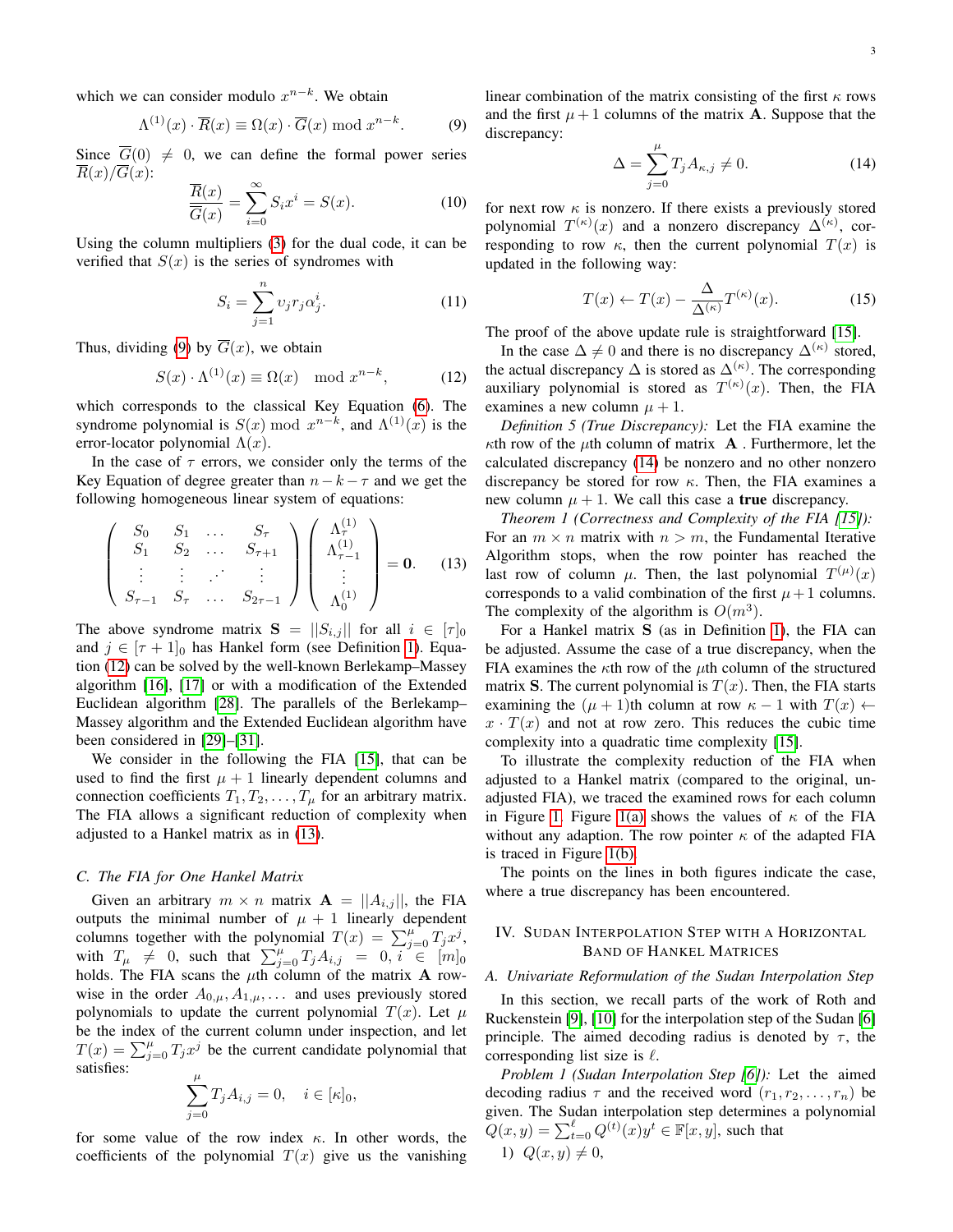which we can consider modulo $x^{n-k}$. We obtain

$$\Lambda^{(1)}(x) \cdot \overline{R}(x) \equiv \Omega(x) \cdot \overline{G}(x) \bmod x^{n-k}. \tag{9}$$

Since $\overline{G}(0) \neq 0$, we can define the formal power series $\overline{R}(x)/\overline{G}(x)$:

$$\frac{\overline{R}(x)}{\overline{G}(x)} = \sum_{i=0}^{\infty} S_i x^i = S(x). \tag{10}$$

Using the column multipliers (3) for the dual code, it can be verified that $S(x)$ is the series of syndromes with

$$S_i = \sum_{j=1}^{n} \upsilon_j r_j \alpha_j^i. \tag{11}$$

Thus, dividing (9) by $\overline{G}(x)$, we obtain

$$S(x) \cdot \Lambda^{(1)}(x) \equiv \Omega(x) \mod x^{n-k}, \tag{12}$$

which corresponds to the classical Key Equation (6). The syndrome polynomial is $S(x) \bmod x^{n-k}$, and $\Lambda^{(1)}(x)$ is the error-locator polynomial $\Lambda(x)$.

In the case of $\tau$ errors, we consider only the terms of the Key Equation of degree greater than $n-k-\tau$ and we get the following homogeneous linear system of equations:

$$\begin{pmatrix} S_0 & S_1 & \dots & S_\tau \\ S_1 & S_2 & \dots & S_{\tau+1} \\ \vdots & \vdots & \iddots & \vdots \\ S_{\tau-1} & S_\tau & \dots & S_{2\tau-1} \end{pmatrix} \begin{pmatrix} \Lambda_\tau^{(1)} \\ \Lambda_{\tau-1}^{(1)} \\ \vdots \\ \Lambda_0^{(1)} \end{pmatrix} = \mathbf{0}. \tag{13}$$

The above syndrome matrix $\mathbf{S} = ||S_{i,j}||$ for all $i \in [\tau]_0$ and $j \in [\tau+1]_0$ has Hankel form (see Definition 1). Equation (12) can be solved by the well-known Berlekamp–Massey algorithm [16], [17] or with a modification of the Extended Euclidean algorithm [28]. The parallels of the Berlekamp–Massey algorithm and the Extended Euclidean algorithm have been considered in [29]–[31].

We consider in the following the FIA [15], that can be used to find the first $\mu+1$ linearly dependent columns and connection coefficients $T_1, T_2, \dots, T_\mu$ for an arbitrary matrix. The FIA allows a significant reduction of complexity when adjusted to a Hankel matrix as in (13).

### C. The FIA for One Hankel Matrix

Given an arbitrary $m \times n$ matrix $\mathbf{A} = ||A_{i,j}||$, the FIA outputs the minimal number of $\mu+1$ linearly dependent columns together with the polynomial $T(x) = \sum_{j=0}^{\mu} T_j x^j$, with $T_\mu \neq 0$, such that $\sum_{j=0}^{\mu} T_j A_{i,j} = 0, i \in [m]_0$ holds. The FIA scans the $\mu$th column of the matrix $\mathbf{A}$ rowwise in the order $A_{0,\mu}, A_{1,\mu}, \dots$ and uses previously stored polynomials to update the current polynomial $T(x)$. Let $\mu$ be the index of the current column under inspection, and let $T(x) = \sum_{j=0}^{\mu} T_j x^j$ be the current candidate polynomial that satisfies:

$$\sum_{j=0}^{\mu} T_j A_{i,j} = 0, \quad i \in [\kappa]_0,$$

for some value of the row index $\kappa$. In other words, the coefficients of the polynomial $T(x)$ give us the vanishing linear combination of the matrix consisting of the first $\kappa$ rows and the first $\mu+1$ columns of the matrix $\mathbf{A}$. Suppose that the discrepancy:

$$\Delta = \sum_{j=0}^{\mu} T_j A_{\kappa,j} \neq 0. \tag{14}$$

for next row $\kappa$ is nonzero. If there exists a previously stored polynomial $T^{(\kappa)}(x)$ and a nonzero discrepancy $\Delta^{(\kappa)}$, corresponding to row $\kappa$, then the current polynomial $T(x)$ is updated in the following way:

$$T(x) \leftarrow T(x) - \frac{\Delta}{\Delta^{(\kappa)}} T^{(\kappa)}(x). \tag{15}$$

The proof of the above update rule is straightforward [15].

In the case $\Delta \neq 0$ and there is no discrepancy $\Delta^{(\kappa)}$ stored, the actual discrepancy $\Delta$ is stored as $\Delta^{(\kappa)}$. The corresponding auxiliary polynomial is stored as $T^{(\kappa)}(x)$. Then, the FIA examines a new column $\mu+1$.

*Definition 5 (True Discrepancy):* Let the FIA examine the $\kappa$th row of the $\mu$th column of matrix $\mathbf{A}$. Furthermore, let the calculated discrepancy (14) be nonzero and no other nonzero discrepancy be stored for row $\kappa$. Then, the FIA examines a new column $\mu+1$. We call this case a **true** discrepancy.

*Theorem 1 (Correctness and Complexity of the FIA [15]):* For an $m \times n$ matrix with $n > m$, the Fundamental Iterative Algorithm stops, when the row pointer has reached the last row of column $\mu$. Then, the last polynomial $T^{(\mu)}(x)$ corresponds to a valid combination of the first $\mu+1$ columns. The complexity of the algorithm is $O(m^3)$.

For a Hankel matrix $\mathbf{S}$ (as in Definition 1), the FIA can be adjusted. Assume the case of a true discrepancy, when the FIA examines the $\kappa$th row of the $\mu$th column of the structured matrix $\mathbf{S}$. The current polynomial is $T(x)$. Then, the FIA starts examining the $(\mu+1)$th column at row $\kappa-1$ with $T(x) \leftarrow x \cdot T(x)$ and not at row zero. This reduces the cubic time complexity into a quadratic time complexity [15].

To illustrate the complexity reduction of the FIA when adjusted to a Hankel matrix (compared to the original, unadjusted FIA), we traced the examined rows for each column in Figure 1. Figure 1(a) shows the values of $\kappa$ of the FIA without any adaption. The row pointer $\kappa$ of the adapted FIA is traced in Figure 1(b).

The points on the lines in both figures indicate the case, where a true discrepancy has been encountered.

## IV. Sudan Interpolation Step with a Horizontal Band of Hankel Matrices

### A. Univariate Reformulation of the Sudan Interpolation Step

In this section, we recall parts of the work of Roth and Ruckenstein [9], [10] for the interpolation step of the Sudan [6] principle. The aimed decoding radius is denoted by $\tau$, the corresponding list size is $\ell$.

*Problem 1 (Sudan Interpolation Step [6]):* Let the aimed decoding radius $\tau$ and the received word $(r_1, r_2, \dots, r_n)$ be given. The Sudan interpolation step determines a polynomial $Q(x,y) = \sum_{t=0}^{\ell} Q^{(t)}(x) y^t \in \mathbb{F}[x,y]$, such that

1) $Q(x,y) \neq 0$,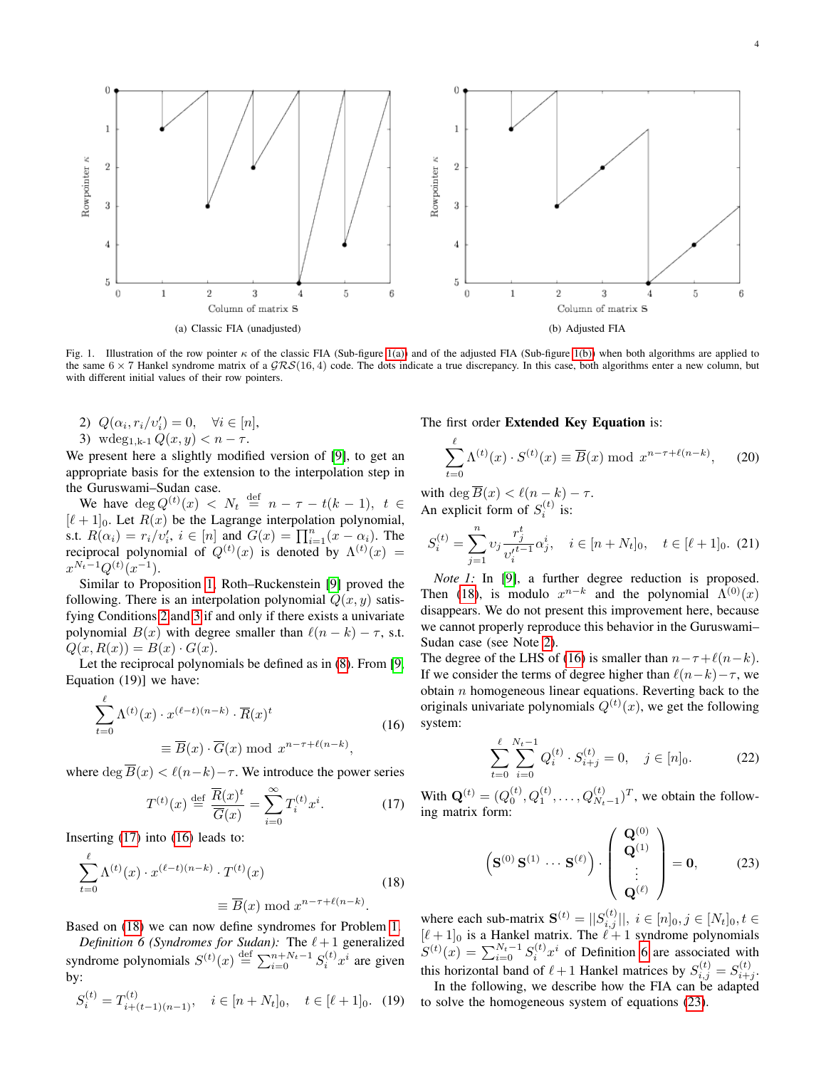(a) Classic FIA (unadjusted)

(b) Adjusted FIA

Fig. 1. Illustration of the row pointer $\kappa$ of the classic FIA (Sub-figure 1(a)) and of the adjusted FIA (Sub-figure 1(b)) when both algorithms are applied to the same $6 \times 7$ Hankel syndrome matrix of a $\mathcal{GRS}(16, 4)$ code. The dots indicate a true discrepancy. In this case, both algorithms enter a new column, but with different initial values of their row pointers.

2) $Q(\alpha_i, r_i/\upsilon'_i) = 0, \quad \forall i \in [n]$,
3) $\mathrm{wdeg}_{1,k\text{-}1}\, Q(x, y) < n - \tau$.

We present here a slightly modified version of [9], to get an appropriate basis for the extension to the interpolation step in the Guruswami–Sudan case.

We have $\deg Q^{(t)}(x) < N_t \overset{\text{def}}{=} n - \tau - t(k-1)$, $t \in [\ell+1]_0$. Let $R(x)$ be the Lagrange interpolation polynomial, s.t. $R(\alpha_i) = r_i/\upsilon'_i$, $i \in [n]$ and $G(x) = \prod_{i=1}^{n}(x - \alpha_i)$. The reciprocal polynomial of $Q^{(t)}(x)$ is denoted by $\Lambda^{(t)}(x) = x^{N_t - 1} Q^{(t)}(x^{-1})$.

Similar to Proposition 1, Roth–Ruckenstein [9] proved the following. There is an interpolation polynomial $Q(x, y)$ satisfying Conditions 2 and 3 if and only if there exists a univariate polynomial $B(x)$ with degree smaller than $\ell(n-k) - \tau$, s.t. $Q(x, R(x)) = B(x) \cdot G(x)$.

Let the reciprocal polynomials be defined as in (8). From [9, Equation (19)] we have:

$$
\sum_{t=0}^{\ell} \Lambda^{(t)}(x) \cdot x^{(\ell-t)(n-k)} \cdot \overline{R}(x)^t \equiv \overline{B}(x) \cdot \overline{G}(x) \bmod x^{n-\tau+\ell(n-k)}, \tag{16}
$$

where $\deg \overline{B}(x) < \ell(n-k) - \tau$. We introduce the power series

$$
T^{(t)}(x) \overset{\text{def}}{=} \frac{\overline{R}(x)^t}{\overline{G}(x)} = \sum_{i=0}^{\infty} T_i^{(t)} x^i. \tag{17}
$$

Inserting (17) into (16) leads to:

$$
\sum_{t=0}^{\ell} \Lambda^{(t)}(x) \cdot x^{(\ell-t)(n-k)} \cdot T^{(t)}(x) \equiv \overline{B}(x) \bmod x^{n-\tau+\ell(n-k)}. \tag{18}
$$

Based on (18) we can now define syndromes for Problem 1.

*Definition 6 (Syndromes for Sudan):* The $\ell+1$ generalized syndrome polynomials $S^{(t)}(x) \overset{\text{def}}{=} \sum_{i=0}^{n+N_t-1} S_i^{(t)} x^i$ are given by:

$$
S_i^{(t)} = T_{i+(t-1)(n-1)}^{(t)}, \quad i \in [n + N_t]_0, \quad t \in [\ell+1]_0. \tag{19}
$$

The first order **Extended Key Equation** is:

$$
\sum_{t=0}^{\ell} \Lambda^{(t)}(x) \cdot S^{(t)}(x) \equiv \overline{B}(x) \bmod x^{n-\tau+\ell(n-k)}, \tag{20}
$$

with $\deg \overline{B}(x) < \ell(n-k) - \tau$.

An explicit form of $S_i^{(t)}$ is:

$$
S_i^{(t)} = \sum_{j=1}^{n} \upsilon_j \frac{r_j^t}{\upsilon_i'^{t-1}} \alpha_j^i, \quad i \in [n + N_t]_0, \quad t \in [\ell+1]_0. \tag{21}
$$

*Note 1:* In [9], a further degree reduction is proposed. Then (18), is modulo $x^{n-k}$ and the polynomial $\Lambda^{(0)}(x)$ disappears. We do not present this improvement here, because we cannot properly reproduce this behavior in the Guruswami–Sudan case (see Note 2).

The degree of the LHS of (16) is smaller than $n - \tau + \ell(n-k)$. If we consider the terms of degree higher than $\ell(n-k) - \tau$, we obtain $n$ homogeneous linear equations. Reverting back to the originals univariate polynomials $Q^{(t)}(x)$, we get the following system:

$$
\sum_{t=0}^{\ell} \sum_{i=0}^{N_t - 1} Q_i^{(t)} \cdot S_{i+j}^{(t)} = 0, \quad j \in [n]_0. \tag{22}
$$

With $\mathbf{Q}^{(t)} = (Q_0^{(t)}, Q_1^{(t)}, \dots, Q_{N_t-1}^{(t)})^T$, we obtain the following matrix form:

$$
\begin{pmatrix} \mathbf{S}^{(0)} \, \mathbf{S}^{(1)} \, \cdots \, \mathbf{S}^{(\ell)} \end{pmatrix} \cdot \begin{pmatrix} \mathbf{Q}^{(0)} \\ \mathbf{Q}^{(1)} \\ \vdots \\ \mathbf{Q}^{(\ell)} \end{pmatrix} = \mathbf{0}, \tag{23}
$$

where each sub-matrix $\mathbf{S}^{(t)} = ||S_{i,j}^{(t)}||$, $i \in [n]_0, j \in [N_t]_0, t \in [\ell+1]_0$ is a Hankel matrix. The $\ell+1$ syndrome polynomials $S^{(t)}(x) = \sum_{i=0}^{N_t-1} S_i^{(t)} x^i$ of Definition 6 are associated with this horizontal band of $\ell+1$ Hankel matrices by $S_{i,j}^{(t)} = S_{i+j}^{(t)}$.

In the following, we describe how the FIA can be adapted to solve the homogeneous system of equations (23).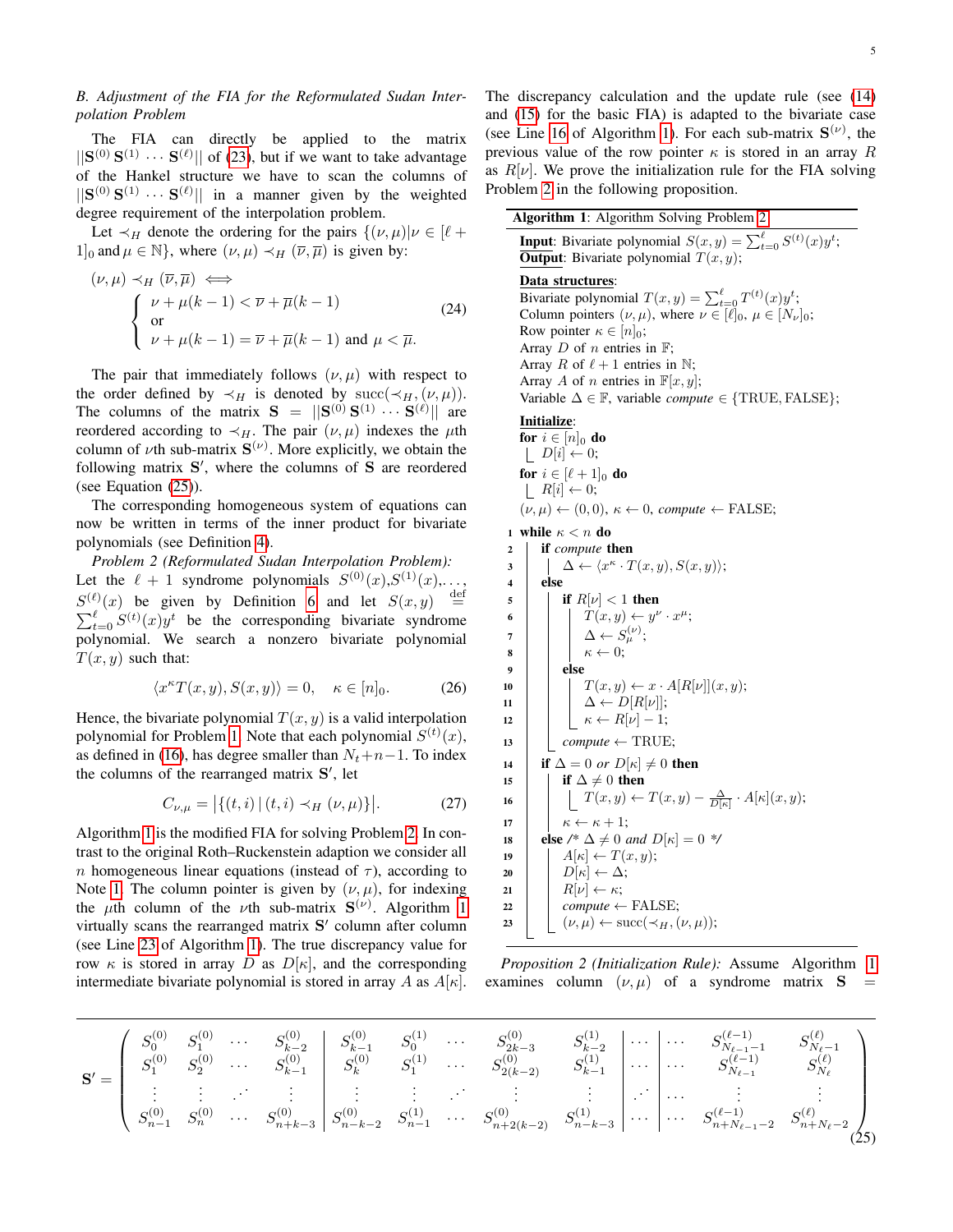### B. Adjustment of the FIA for the Reformulated Sudan Interpolation Problem

The FIA can directly be applied to the matrix $||\mathbf{S}^{(0)}\,\mathbf{S}^{(1)}\,\cdots\,\mathbf{S}^{(\ell)}||$ of (23), but if we want to take advantage of the Hankel structure we have to scan the columns of $||\mathbf{S}^{(0)}\,\mathbf{S}^{(1)}\,\cdots\,\mathbf{S}^{(\ell)}||$ in a manner given by the weighted degree requirement of the interpolation problem.

Let $\prec_H$ denote the ordering for the pairs $\{(\nu,\mu) | \nu \in [\ell+1]_0 \text{ and } \mu \in \mathbb{N}\}$, where $(\nu,\mu) \prec_H (\overline{\nu},\overline{\mu})$ is given by:

$$
(\nu,\mu) \prec_H (\overline{\nu},\overline{\mu}) \iff \begin{cases} \nu + \mu(k-1) < \overline{\nu} + \overline{\mu}(k-1) \\ \text{or} \\ \nu + \mu(k-1) = \overline{\nu} + \overline{\mu}(k-1) \text{ and } \mu < \overline{\mu}. \end{cases} \tag{24}
$$

The pair that immediately follows $(\nu,\mu)$ with respect to the order defined by $\prec_H$ is denoted by $\mathrm{succ}(\prec_H, (\nu,\mu))$. The columns of the matrix $\mathbf{S} = ||\mathbf{S}^{(0)}\,\mathbf{S}^{(1)}\,\cdots\,\mathbf{S}^{(\ell)}||$ are reordered according to $\prec_H$. The pair $(\nu,\mu)$ indexes the $\mu$th column of $\nu$th sub-matrix $\mathbf{S}^{(\nu)}$. More explicitly, we obtain the following matrix $\mathbf{S}'$, where the columns of $\mathbf{S}$ are reordered (see Equation (25)).

The corresponding homogeneous system of equations can now be written in terms of the inner product for bivariate polynomials (see Definition 4).

*Problem 2 (Reformulated Sudan Interpolation Problem):* Let the $\ell+1$ syndrome polynomials $S^{(0)}(x), S^{(1)}(x), \ldots, S^{(\ell)}(x)$ be given by Definition 6 and let $S(x,y) \overset{\text{def}}{=} \sum_{t=0}^{\ell} S^{(t)}(x) y^t$ be the corresponding bivariate syndrome polynomial. We search a nonzero bivariate polynomial $T(x,y)$ such that:

$$
\langle x^{\kappa} T(x,y), S(x,y) \rangle = 0, \quad \kappa \in [n]_0. \tag{26}
$$

Hence, the bivariate polynomial $T(x,y)$ is a valid interpolation polynomial for Problem 1. Note that each polynomial $S^{(t)}(x)$, as defined in (16), has degree smaller than $N_t + n - 1$. To index the columns of the rearranged matrix $\mathbf{S}'$, let

$$
C_{\nu,\mu} = \left| \{ (t,i) \,|\, (t,i) \prec_H (\nu,\mu) \} \right|. \tag{27}
$$

Algorithm 1 is the modified FIA for solving Problem 2. In contrast to the original Roth–Ruckenstein adaption we consider all $n$ homogeneous linear equations (instead of $\tau$), according to Note 1. The column pointer is given by $(\nu,\mu)$, for indexing the $\mu$th column of the $\nu$th sub-matrix $\mathbf{S}^{(\nu)}$. Algorithm 1 virtually scans the rearranged matrix $\mathbf{S}'$ column after column (see Line 23 of Algorithm 1). The true discrepancy value for row $\kappa$ is stored in array $D$ as $D[\kappa]$, and the corresponding intermediate bivariate polynomial is stored in array $A$ as $A[\kappa]$. The discrepancy calculation and the update rule (see (14) and (15) for the basic FIA) is adapted to the bivariate case (see Line 16 of Algorithm 1). For each sub-matrix $\mathbf{S}^{(\nu)}$, the previous value of the row pointer $\kappa$ is stored in an array $R$ as $R[\nu]$. We prove the initialization rule for the FIA solving Problem 2 in the following proposition.

**Algorithm 1**: Algorithm Solving Problem 2

**Input**: Bivariate polynomial $S(x,y) = \sum_{t=0}^{\ell} S^{(t)}(x) y^t$;
**Output**: Bivariate polynomial $T(x,y)$;

**Data structures**:
Bivariate polynomial $T(x,y) = \sum_{t=0}^{\ell} T^{(t)}(x) y^t$;
Column pointers $(\nu,\mu)$, where $\nu \in [\ell]_0$, $\mu \in [N_\nu]_0$;
Row pointer $\kappa \in [n]_0$;
Array $D$ of $n$ entries in $\mathbb{F}$;
Array $R$ of $\ell+1$ entries in $\mathbb{N}$;
Array $A$ of $n$ entries in $\mathbb{F}[x,y]$;
Variable $\Delta \in \mathbb{F}$, variable *compute* $\in \{\text{TRUE}, \text{FALSE}\}$;

**Initialize**:
for $i \in [n]_0$ do
  $D[i] \leftarrow 0$;
for $i \in [\ell+1]_0$ do
  $R[i] \leftarrow 0$;
$(\nu,\mu) \leftarrow (0,0)$, $\kappa \leftarrow 0$, *compute* $\leftarrow$ FALSE;

```
1  while κ < n do
2    if compute then
3      Δ ← ⟨x^κ · T(x,y), S(x,y)⟩;
4    else
5      if R[ν] < 1 then
6        T(x,y) ← y^ν · x^μ;
7        Δ ← S_μ^(ν);
8        κ ← 0;
9      else
10       T(x,y) ← x · A[R[ν]](x,y);
11       Δ ← D[R[ν]];
12       κ ← R[ν] − 1;
13     compute ← TRUE;
14   if Δ = 0 or D[κ] ≠ 0 then
15     if Δ ≠ 0 then
16       T(x,y) ← T(x,y) − (Δ / D[κ]) · A[κ](x,y);
17     κ ← κ + 1;
18   else /* Δ ≠ 0 and D[κ] = 0 */
19     A[κ] ← T(x,y);
20     D[κ] ← Δ;
21     R[ν] ← κ;
22     compute ← FALSE;
23     (ν,μ) ← succ(≺_H, (ν,μ));
```

*Proposition 2 (Initialization Rule):* Assume Algorithm 1 examines column $(\nu,\mu)$ of a syndrome matrix $\mathbf{S} =$

$$
\mathbf{S}' = \left( \begin{array}{cccc|cccccc|c|ccc}
S_0^{(0)} & S_1^{(0)} & \cdots & S_{k-2}^{(0)} & S_{k-1}^{(0)} & S_0^{(1)} & \cdots & S_{2k-3}^{(0)} & S_{k-2}^{(1)} & & \cdots & \cdots & S_{N_{\ell-1}-1}^{(\ell-1)} & S_{N_\ell-1}^{(\ell)} \\
S_1^{(0)} & S_2^{(0)} & \cdots & S_{k-1}^{(0)} & S_k^{(0)} & S_1^{(1)} & \cdots & S_{2(k-2)}^{(0)} & S_{k-1}^{(1)} & & \cdots & \cdots & S_{N_{\ell-1}}^{(\ell-1)} & S_{N_\ell}^{(\ell)} \\
\vdots & \vdots & \iddots & \vdots & \vdots & \vdots & \iddots & \vdots & \vdots & & \iddots & \cdots & \vdots & \vdots \\
S_{n-1}^{(0)} & S_n^{(0)} & \cdots & S_{n+k-3}^{(0)} & S_{n-k-2}^{(0)} & S_{n-1}^{(1)} & \cdots & S_{n+2(k-2)}^{(0)} & S_{n-k-3}^{(1)} & & \cdots & \cdots & S_{n+N_{\ell-1}-2}^{(\ell-1)} & S_{n+N_\ell-2}^{(\ell)}
\end{array} \right) \tag{25}
$$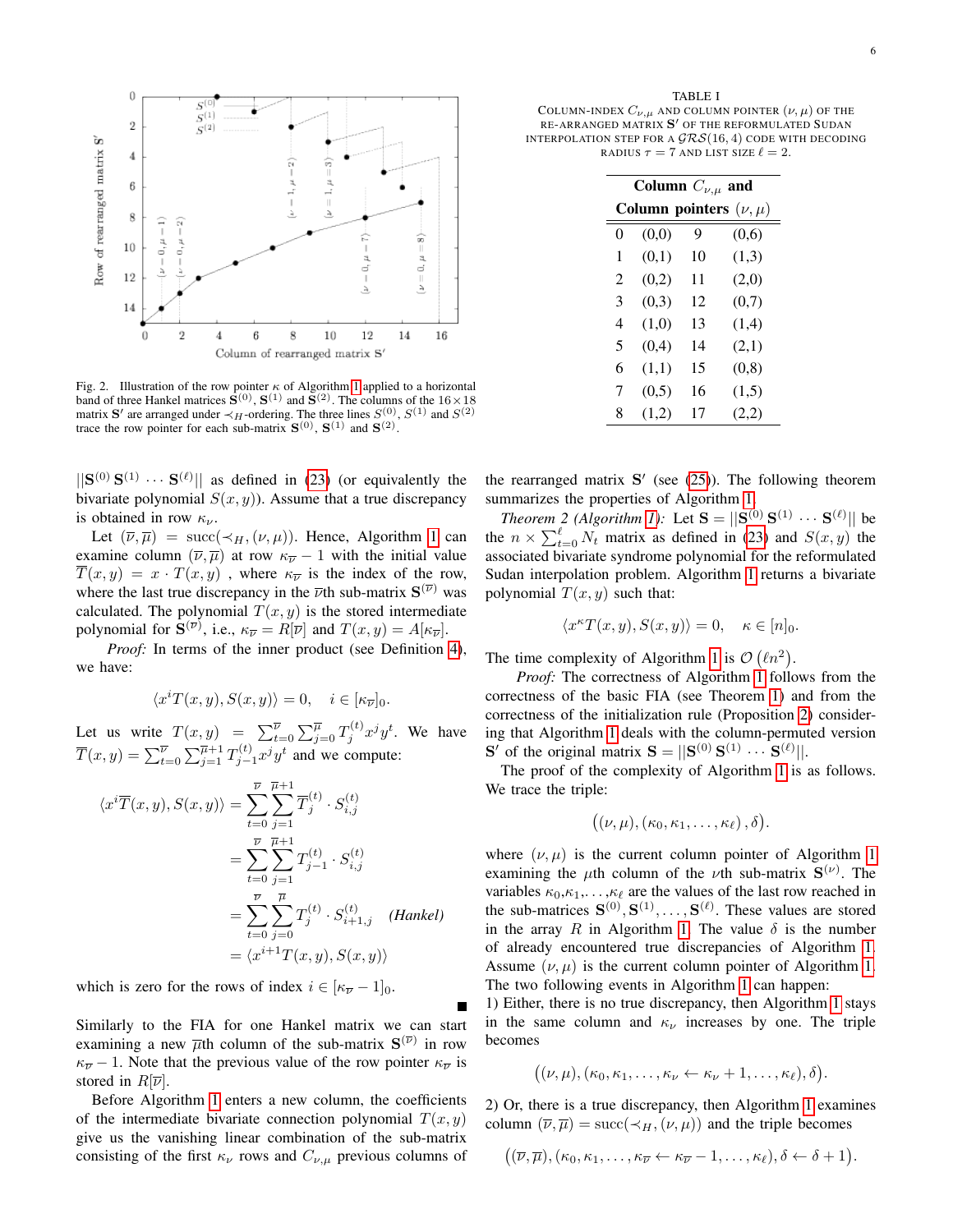Fig. 2. Illustration of the row pointer $\kappa$ of Algorithm 1 applied to a horizontal band of three Hankel matrices $\mathbf{S}^{(0)}$, $\mathbf{S}^{(1)}$ and $\mathbf{S}^{(2)}$. The columns of the $16 \times 18$ matrix $\mathbf{S}'$ are arranged under $\prec_H$-ordering. The three lines $S^{(0)}$, $S^{(1)}$ and $S^{(2)}$ trace the row pointer for each sub-matrix $\mathbf{S}^{(0)}$, $\mathbf{S}^{(1)}$ and $\mathbf{S}^{(2)}$.

TABLE I
Column-index $C_{\nu,\mu}$ and column pointer $(\nu,\mu)$ of the re-arranged matrix $\mathbf{S}'$ of the reformulated Sudan interpolation step for a $\mathcal{GRS}(16,4)$ code with decoding radius $\tau = 7$ and list size $\ell = 2$.

| Column $C_{\nu,\mu}$ and Column pointers $(\nu,\mu)$ | | | |
|---|---|---|---|
| 0 | (0,0) | 9 | (0,6) |
| 1 | (0,1) | 10 | (1,3) |
| 2 | (0,2) | 11 | (2,0) |
| 3 | (0,3) | 12 | (0,7) |
| 4 | (1,0) | 13 | (1,4) |
| 5 | (0,4) | 14 | (2,1) |
| 6 | (1,1) | 15 | (0,8) |
| 7 | (0,5) | 16 | (1,5) |
| 8 | (1,2) | 17 | (2,2) |

$||\mathbf{S}^{(0)}\,\mathbf{S}^{(1)} \cdots \mathbf{S}^{(\ell)}||$ as defined in (23) (or equivalently the bivariate polynomial $S(x,y)$). Assume that a true discrepancy is obtained in row $\kappa_\nu$.

Let $(\overline{\nu},\overline{\mu}) = \text{succ}(\prec_H, (\nu,\mu))$. Hence, Algorithm 1 can examine column $(\overline{\nu},\overline{\mu})$ at row $\kappa_{\overline{\nu}} - 1$ with the initial value $\overline{T}(x,y) = x \cdot T(x,y)$ , where $\kappa_{\overline{\nu}}$ is the index of the row, where the last true discrepancy in the $\overline{\nu}$th sub-matrix $\mathbf{S}^{(\overline{\nu})}$ was calculated. The polynomial $T(x,y)$ is the stored intermediate polynomial for $\mathbf{S}^{(\overline{\nu})}$, i.e., $\kappa_{\overline{\nu}} = R[\overline{\nu}]$ and $T(x,y) = A[\kappa_{\overline{\nu}}]$.

*Proof:* In terms of the inner product (see Definition 4), we have:

$$\langle x^i T(x,y), S(x,y)\rangle = 0, \quad i \in [\kappa_{\overline{\nu}}]_0.$$

Let us write $T(x,y) = \sum_{t=0}^{\overline{\nu}} \sum_{j=0}^{\overline{\mu}} T_j^{(t)} x^j y^t$. We have $\overline{T}(x,y) = \sum_{t=0}^{\overline{\nu}} \sum_{j=1}^{\overline{\mu}+1} T_{j-1}^{(t)} x^j y^t$ and we compute:

$$\begin{aligned}
\langle x^i \overline{T}(x,y), S(x,y)\rangle &= \sum_{t=0}^{\overline{\nu}} \sum_{j=1}^{\overline{\mu}+1} \overline{T}_j^{(t)} \cdot S_{i,j}^{(t)} \\
&= \sum_{t=0}^{\overline{\nu}} \sum_{j=1}^{\overline{\mu}+1} T_{j-1}^{(t)} \cdot S_{i,j}^{(t)} \\
&= \sum_{t=0}^{\overline{\nu}} \sum_{j=0}^{\overline{\mu}} T_j^{(t)} \cdot S_{i+1,j}^{(t)} \quad \textit{(Hankel)} \\
&= \langle x^{i+1} T(x,y), S(x,y)\rangle
\end{aligned}$$

which is zero for the rows of index $i \in [\kappa_{\overline{\nu}} - 1]_0$. ■

Similarly to the FIA for one Hankel matrix we can start examining a new $\overline{\mu}$th column of the sub-matrix $\mathbf{S}^{(\overline{\nu})}$ in row $\kappa_{\overline{\nu}} - 1$. Note that the previous value of the row pointer $\kappa_{\overline{\nu}}$ is stored in $R[\overline{\nu}]$.

Before Algorithm 1 enters a new column, the coefficients of the intermediate bivariate connection polynomial $T(x,y)$ give us the vanishing linear combination of the sub-matrix consisting of the first $\kappa_\nu$ rows and $C_{\nu,\mu}$ previous columns of the rearranged matrix $\mathbf{S}'$ (see (25)). The following theorem summarizes the properties of Algorithm 1.

*Theorem 2 (Algorithm 1):* Let $\mathbf{S} = ||\mathbf{S}^{(0)}\,\mathbf{S}^{(1)} \cdots \mathbf{S}^{(\ell)}||$ be the $n \times \sum_{t=0}^{\ell} N_t$ matrix as defined in (23) and $S(x,y)$ the associated bivariate syndrome polynomial for the reformulated Sudan interpolation problem. Algorithm 1 returns a bivariate polynomial $T(x,y)$ such that:

$$\langle x^\kappa T(x,y), S(x,y)\rangle = 0, \quad \kappa \in [n]_0.$$

The time complexity of Algorithm 1 is $\mathcal{O}(\ell n^2)$.

*Proof:* The correctness of Algorithm 1 follows from the correctness of the basic FIA (see Theorem 1) and from the correctness of the initialization rule (Proposition 2) considering that Algorithm 1 deals with the column-permuted version $\mathbf{S}'$ of the original matrix $\mathbf{S} = ||\mathbf{S}^{(0)}\,\mathbf{S}^{(1)} \cdots \mathbf{S}^{(\ell)}||$.

The proof of the complexity of Algorithm 1 is as follows. We trace the triple:

$$\big((\nu,\mu), (\kappa_0, \kappa_1, \ldots, \kappa_\ell), \delta\big).$$

where $(\nu,\mu)$ is the current column pointer of Algorithm 1 examining the $\mu$th column of the $\nu$th sub-matrix $\mathbf{S}^{(\nu)}$. The variables $\kappa_0, \kappa_1, \ldots, \kappa_\ell$ are the values of the last row reached in the sub-matrices $\mathbf{S}^{(0)}, \mathbf{S}^{(1)}, \ldots, \mathbf{S}^{(\ell)}$. These values are stored in the array $R$ in Algorithm 1. The value $\delta$ is the number of already encountered true discrepancies of Algorithm 1. Assume $(\nu,\mu)$ is the current column pointer of Algorithm 1. The two following events in Algorithm 1 can happen:

1) Either, there is no true discrepancy, then Algorithm 1 stays in the same column and $\kappa_\nu$ increases by one. The triple becomes

$$\big((\nu,\mu), (\kappa_0, \kappa_1, \ldots, \kappa_\nu \leftarrow \kappa_\nu + 1, \ldots, \kappa_\ell), \delta\big).$$

2) Or, there is a true discrepancy, then Algorithm 1 examines column $(\overline{\nu},\overline{\mu}) = \text{succ}(\prec_H, (\nu,\mu))$ and the triple becomes

$$\big((\overline{\nu},\overline{\mu}), (\kappa_0, \kappa_1, \ldots, \kappa_{\overline{\nu}} \leftarrow \kappa_{\overline{\nu}} - 1, \ldots, \kappa_\ell), \delta \leftarrow \delta + 1\big).$$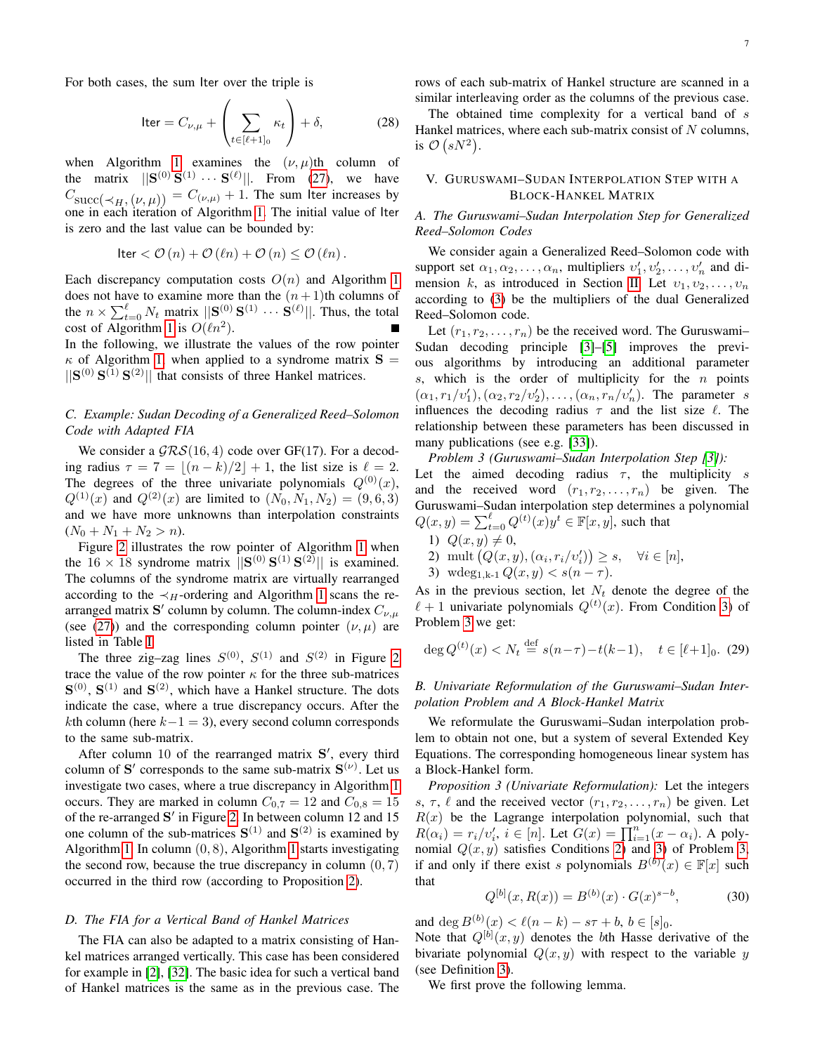For both cases, the sum Iter over the triple is

$$\mathsf{Iter} = C_{\nu,\mu} + \left( \sum_{t \in [\ell+1]_0} \kappa_t \right) + \delta, \tag{28}$$

when Algorithm 1 examines the $(\nu, \mu)$th column of the matrix $||\mathbf{S}^{(0)}\, \mathbf{S}^{(1)} \cdots \mathbf{S}^{(\ell)}||$. From (27), we have $C_{\text{succ}(\prec_H, (\nu,\mu))} = C_{(\nu,\mu)} + 1$. The sum Iter increases by one in each iteration of Algorithm 1. The initial value of Iter is zero and the last value can be bounded by:

$$\mathsf{Iter} < \mathcal{O}(n) + \mathcal{O}(\ell n) + \mathcal{O}(n) \leq \mathcal{O}(\ell n).$$

Each discrepancy computation costs $O(n)$ and Algorithm 1 does not have to examine more than the $(n+1)$th columns of the $n \times \sum_{t=0}^{\ell} N_t$ matrix $||\mathbf{S}^{(0)}\, \mathbf{S}^{(1)} \cdots \mathbf{S}^{(\ell)}||$. Thus, the total cost of Algorithm 1 is $O(\ell n^2)$. ∎

In the following, we illustrate the values of the row pointer $\kappa$ of Algorithm 1 when applied to a syndrome matrix $\mathbf{S} = ||\mathbf{S}^{(0)}\, \mathbf{S}^{(1)}\, \mathbf{S}^{(2)}||$ that consists of three Hankel matrices.

### C. Example: Sudan Decoding of a Generalized Reed–Solomon Code with Adapted FIA

We consider a $\mathcal{GRS}(16, 4)$ code over GF(17). For a decoding radius $\tau = 7 = \lfloor (n-k)/2 \rfloor + 1$, the list size is $\ell = 2$. The degrees of the three univariate polynomials $Q^{(0)}(x)$, $Q^{(1)}(x)$ and $Q^{(2)}(x)$ are limited to $(N_0, N_1, N_2) = (9, 6, 3)$ and we have more unknowns than interpolation constraints $(N_0 + N_1 + N_2 > n)$.

Figure 2 illustrates the row pointer of Algorithm 1 when the $16 \times 18$ syndrome matrix $||\mathbf{S}^{(0)}\, \mathbf{S}^{(1)}\, \mathbf{S}^{(2)}||$ is examined. The columns of the syndrome matrix are virtually rearranged according to the $\prec_H$-ordering and Algorithm 1 scans the rearranged matrix $\mathbf{S}'$ column by column. The column-index $C_{\nu,\mu}$ (see (27)) and the corresponding column pointer $(\nu, \mu)$ are listed in Table I.

The three zig–zag lines $S^{(0)}$, $S^{(1)}$ and $S^{(2)}$ in Figure 2 trace the value of the row pointer $\kappa$ for the three sub-matrices $\mathbf{S}^{(0)}$, $\mathbf{S}^{(1)}$ and $\mathbf{S}^{(2)}$, which have a Hankel structure. The dots indicate the case, where a true discrepancy occurs. After the $k$th column (here $k-1 = 3$), every second column corresponds to the same sub-matrix.

After column 10 of the rearranged matrix $\mathbf{S}'$, every third column of $\mathbf{S}'$ corresponds to the same sub-matrix $\mathbf{S}^{(\nu)}$. Let us investigate two cases, where a true discrepancy in Algorithm 1 occurs. They are marked in column $C_{0,7} = 12$ and $C_{0,8} = 15$ of the re-arranged $\mathbf{S}'$ in Figure 2. In between column 12 and 15 one column of the sub-matrices $\mathbf{S}^{(1)}$ and $\mathbf{S}^{(2)}$ is examined by Algorithm 1. In column $(0, 8)$, Algorithm 1 starts investigating the second row, because the true discrepancy in column $(0, 7)$ occurred in the third row (according to Proposition 2).

### D. The FIA for a Vertical Band of Hankel Matrices

The FIA can also be adapted to a matrix consisting of Hankel matrices arranged vertically. This case has been considered for example in [2], [32]. The basic idea for such a vertical band of Hankel matrices is the same as in the previous case. The rows of each sub-matrix of Hankel structure are scanned in a similar interleaving order as the columns of the previous case.

The obtained time complexity for a vertical band of $s$ Hankel matrices, where each sub-matrix consist of $N$ columns, is $\mathcal{O}(sN^2)$.

## V. Guruswami–Sudan Interpolation Step with a Block-Hankel Matrix

### A. The Guruswami–Sudan Interpolation Step for Generalized Reed–Solomon Codes

We consider again a Generalized Reed–Solomon code with support set $\alpha_1, \alpha_2, \ldots, \alpha_n$, multipliers $\upsilon'_1, \upsilon'_2, \ldots, \upsilon'_n$ and dimension $k$, as introduced in Section II. Let $\upsilon_1, \upsilon_2, \ldots, \upsilon_n$ according to (3) be the multipliers of the dual Generalized Reed–Solomon code.

Let $(r_1, r_2, \ldots, r_n)$ be the received word. The Guruswami–Sudan decoding principle [3]–[5] improves the previous algorithms by introducing an additional parameter $s$, which is the order of multiplicity for the $n$ points $(\alpha_1, r_1/\upsilon'_1), (\alpha_2, r_2/\upsilon'_2), \ldots, (\alpha_n, r_n/\upsilon'_n)$. The parameter $s$ influences the decoding radius $\tau$ and the list size $\ell$. The relationship between these parameters has been discussed in many publications (see e.g. [33]).

*Problem 3 (Guruswami–Sudan Interpolation Step [3]):* Let the aimed decoding radius $\tau$, the multiplicity $s$ and the received word $(r_1, r_2, \ldots, r_n)$ be given. The Guruswami–Sudan interpolation step determines a polynomial $Q(x, y) = \sum_{t=0}^{\ell} Q^{(t)}(x) y^t \in \mathbb{F}[x, y]$, such that

1) $Q(x, y) \neq 0$,
2) $\text{mult}\left(Q(x, y), (\alpha_i, r_i/\upsilon'_i)\right) \geq s, \quad \forall i \in [n]$,
3) $\text{wdeg}_{1,k\text{-}1}\, Q(x, y) < s(n - \tau)$.

As in the previous section, let $N_t$ denote the degree of the $\ell + 1$ univariate polynomials $Q^{(t)}(x)$. From Condition 3) of Problem 3 we get:

$$\deg Q^{(t)}(x) < N_t \stackrel{\text{def}}{=} s(n-\tau) - t(k-1), \quad t \in [\ell+1]_0. \tag{29}$$

### B. Univariate Reformulation of the Guruswami–Sudan Interpolation Problem and A Block-Hankel Matrix

We reformulate the Guruswami–Sudan interpolation problem to obtain not one, but a system of several Extended Key Equations. The corresponding homogeneous linear system has a Block-Hankel form.

*Proposition 3 (Univariate Reformulation):* Let the integers $s$, $\tau$, $\ell$ and the received vector $(r_1, r_2, \ldots, r_n)$ be given. Let $R(x)$ be the Lagrange interpolation polynomial, such that $R(\alpha_i) = r_i/\upsilon'_i$, $i \in [n]$. Let $G(x) = \prod_{i=1}^{n} (x - \alpha_i)$. A polynomial $Q(x, y)$ satisfies Conditions 2) and 3) of Problem 3, if and only if there exist $s$ polynomials $B^{(b)}(x) \in \mathbb{F}[x]$ such that

$$Q^{[b]}(x, R(x)) = B^{(b)}(x) \cdot G(x)^{s-b}, \tag{30}$$

and $\deg B^{(b)}(x) < \ell(n-k) - s\tau + b$, $b \in [s]_0$.

Note that $Q^{[b]}(x, y)$ denotes the $b$th Hasse derivative of the bivariate polynomial $Q(x, y)$ with respect to the variable $y$ (see Definition 3).

We first prove the following lemma.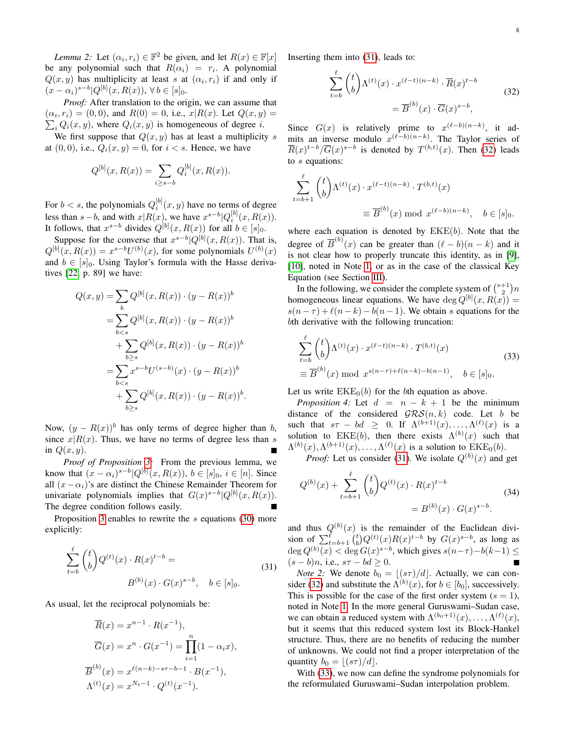*Lemma 2:* Let $(\alpha_i, r_i) \in \mathbb{F}^2$ be given, and let $R(x) \in \mathbb{F}[x]$ be any polynomial such that $R(\alpha_i) = r_i$. A polynomial $Q(x,y)$ has multiplicity at least $s$ at $(\alpha_i, r_i)$ if and only if $(x-\alpha_i)^{s-b} | Q^{[b]}(x, R(x))$, $\forall\, b \in [s]_0$.

*Proof:* After translation to the origin, we can assume that $(\alpha_i, r_i) = (0,0)$, and $R(0) = 0$, i.e., $x | R(x)$. Let $Q(x,y) = \sum_i Q_i(x,y)$, where $Q_i(x,y)$ is homogeneous of degree $i$.

We first suppose that $Q(x,y)$ has at least a multiplicity $s$ at $(0,0)$, i.e., $Q_i(x,y) = 0$, for $i < s$. Hence, we have

$$Q^{[b]}(x, R(x)) = \sum_{i \geq s-b} Q_i^{[b]}(x, R(x)).$$

For $b < s$, the polynomials $Q_i^{[b]}(x,y)$ have no terms of degree less than $s-b$, and with $x|R(x)$, we have $x^{s-b} | Q_i^{[b]}(x, R(x))$. It follows, that $x^{s-b}$ divides $Q^{[b]}(x, R(x))$ for all $b \in [s]_0$.

Suppose for the converse that $x^{s-b} | Q^{[b]}(x, R(x))$. That is, $Q^{[b]}(x, R(x)) = x^{s-b} U^{(b)}(x)$, for some polynomials $U^{(b)}(x)$ and $b \in [s]_0$. Using Taylor's formula with the Hasse derivatives [22, p. 89] we have:

$$\begin{aligned}
Q(x,y) &= \sum_b Q^{[b]}(x, R(x)) \cdot (y - R(x))^b \\
&= \sum_{b<s} Q^{[b]}(x, R(x)) \cdot (y - R(x))^b \\
&\quad + \sum_{b \geq s} Q^{[b]}(x, R(x)) \cdot (y - R(x))^b \\
&= \sum_{b<s} x^{s-b} U^{(s-b)}(x) \cdot (y - R(x))^b \\
&\quad + \sum_{b \geq s} Q^{[b]}(x, R(x)) \cdot (y - R(x))^b.
\end{aligned}$$

Now, $(y - R(x))^b$ has only terms of degree higher than $b$, since $x|R(x)$. Thus, we have no terms of degree less than $s$ in $Q(x,y)$. ∎

*Proof of Proposition 3:* From the previous lemma, we know that $(x-\alpha_i)^{s-b} | Q^{[b]}(x, R(x))$, $b \in [s]_0$, $i \in [n]$. Since all $(x-\alpha_i)$'s are distinct the Chinese Remainder Theorem for univariate polynomials implies that $G(x)^{s-b} | Q^{[b]}(x, R(x))$. The degree condition follows easily. ∎

Proposition 3 enables to rewrite the $s$ equations (30) more explicitly:

$$\sum_{t=b}^{\ell} \binom{t}{b} Q^{(t)}(x) \cdot R(x)^{t-b} = B^{(b)}(x) \cdot G(x)^{s-b}, \quad b \in [s]_0. \tag{31}$$

As usual, let the reciprocal polynomials be:

$$\begin{aligned}
\overline{R}(x) &= x^{n-1} \cdot R(x^{-1}), \\
\overline{G}(x) &= x^{n} \cdot G(x^{-1}) = \prod_{i=1}^{n} (1 - \alpha_i x), \\
\overline{B}^{(b)}(x) &= x^{\ell(n-k) - s\tau - b - 1} \cdot B(x^{-1}), \\
\Lambda^{(t)}(x) &= x^{N_t - 1} \cdot Q^{(t)}(x^{-1}).
\end{aligned}$$

Inserting them into (31), leads to:

$$\sum_{t=b}^{\ell} \binom{t}{b} \Lambda^{(t)}(x) \cdot x^{(\ell-t)(n-k)} \cdot \overline{R}(x)^{t-b} = \overline{B}^{(b)}(x) \cdot \overline{G}(x)^{s-b}, \tag{32}$$

Since $G(x)$ is relatively prime to $x^{(\ell-b)(n-k)}$, it admits an inverse modulo $x^{(\ell-b)(n-k)}$. The Taylor series of $\overline{R}(x)^{t-b} / \overline{G}(x)^{s-b}$ is denoted by $T^{(b,t)}(x)$. Then (32) leads to $s$ equations:

$$\sum_{t=b+1}^{\ell} \binom{t}{b} \Lambda^{(t)}(x) \cdot x^{(\ell-t)(n-k)} \cdot T^{(b,t)}(x) \equiv \overline{B}^{(b)}(x) \bmod x^{(\ell-b)(n-k)}, \quad b \in [s]_0.$$

where each equation is denoted by $\mathrm{EKE}(b)$. Note that the degree of $\overline{B}^{(b)}(x)$ can be greater than $(\ell-b)(n-k)$ and it is not clear how to properly truncate this identity, as in [9], [10], noted in Note 1, or as in the case of the classical Key Equation (see Section III).

In the following, we consider the complete system of $\binom{s+1}{2} n$ homogeneous linear equations. We have $\deg Q^{[b]}(x, R(x)) = s(n-\tau) + \ell(n-k) - b(n-1)$. We obtain $s$ equations for the $b$th derivative with the following truncation:

$$\sum_{t=b}^{\ell} \binom{t}{b} \Lambda^{(t)}(x) \cdot x^{(\ell-t)(n-k)} \cdot T^{(b,t)}(x) \equiv \overline{B}^{(b)}(x) \bmod x^{s(n-\tau)+\ell(n-k)-b(n-1)}, \quad b \in [s]_0. \tag{33}$$

Let us write $\mathrm{EKE}_0(b)$ for the $b$th equation as above.

*Proposition 4:* Let $d = n - k + 1$ be the minimum distance of the considered $\mathcal{GRS}(n,k)$ code. Let $b$ be such that $s\tau - bd \geq 0$. If $\Lambda^{(b+1)}(x), \ldots, \Lambda^{(\ell)}(x)$ is a solution to $\mathrm{EKE}(b)$, then there exists $\Lambda^{(b)}(x)$ such that $\Lambda^{(b)}(x), \Lambda^{(b+1)}(x), \ldots, \Lambda^{(\ell)}(x)$ is a solution to $\mathrm{EKE}_0(b)$.

*Proof:* Let us consider (31). We isolate $Q^{(b)}(x)$ and get

$$Q^{(b)}(x) + \sum_{t=b+1}^{\ell} \binom{t}{b} Q^{(t)}(x) \cdot R(x)^{t-b} = B^{(b)}(x) \cdot G(x)^{s-b}. \tag{34}$$

and thus $Q^{(b)}(x)$ is the remainder of the Euclidean division of $\sum_{t=b+1}^{\ell} \binom{t}{b} Q^{(t)}(x) R(x)^{t-b}$ by $G(x)^{s-b}$, as long as $\deg Q^{(b)}(x) < \deg G(x)^{s-b}$, which gives $s(n-\tau) - b(k-1) \leq (s-b)n$, i.e., $s\tau - bd \geq 0$. ∎

*Note 2:* We denote $b_0 = \lfloor (s\tau)/d \rfloor$. Actually, we can consider (32) and substitute the $\Lambda^{(b)}(x)$, for $b \in [b_0]$, successively. This is possible for the case of the first order system ($s = 1$), noted in Note 1. In the more general Guruswami–Sudan case, we can obtain a reduced system with $\Lambda^{(b_0+1)}(x), \ldots, \Lambda^{(\ell)}(x)$, but it seems that this reduced system lost its Block-Hankel structure. Thus, there are no benefits of reducing the number of unknowns. We could not find a proper interpretation of the quantity $b_0 = \lfloor (s\tau)/d \rfloor$.

With (33), we now can define the syndrome polynomials for the reformulated Guruswami–Sudan interpolation problem.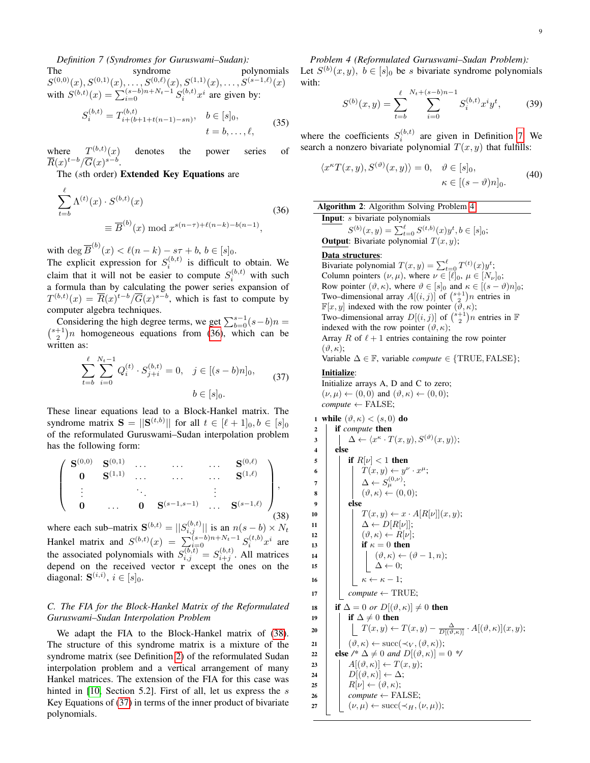*Definition 7 (Syndromes for Guruswami–Sudan):* The syndrome polynomials $S^{(0,0)}(x), S^{(0,1)}(x), \dots, S^{(0,\ell)}(x), S^{(1,1)}(x), \dots, S^{(s-1,\ell)}(x)$ with $S^{(b,t)}(x) = \sum_{i=0}^{(s-b)n+N_t-1} S_i^{(b,t)} x^i$ are given by:

$$S_i^{(b,t)} = T_{i+(b+1+t(n-1)-sn)}^{(b,t)}, \quad b \in [s]_0, \quad t = b, \dots, \ell, \tag{35}$$

where $T^{(b,t)}(x)$ denotes the power series of $\overline{R}(x)^{t-b}/\overline{G}(x)^{s-b}$.

The ($s$th order) **Extended Key Equations** are

$$\sum_{t=b}^{\ell} \Lambda^{(t)}(x) \cdot S^{(b,t)}(x) \equiv \overline{B}^{(b)}(x) \bmod x^{s(n-\tau)+\ell(n-k)-b(n-1)}, \tag{36}$$

with $\deg \overline{B}^{(b)}(x) < \ell(n-k) - s\tau + b$, $b \in [s]_0$.

The explicit expression for $S_i^{(b,t)}$ is difficult to obtain. We claim that it will not be easier to compute $S_i^{(b,t)}$ with such a formula than by calculating the power series expansion of $T^{(b,t)}(x) = \overline{R}(x)^{t-b}/\overline{G}(x)^{s-b}$, which is fast to compute by computer algebra techniques.

Considering the high degree terms, we get $\sum_{b=0}^{s-1}(s-b)n = \binom{s+1}{2}n$ homogeneous equations from (36), which can be written as:

$$\sum_{t=b}^{\ell} \sum_{i=0}^{N_t-1} Q_i^{(t)} \cdot S_{j+i}^{(b,t)} = 0, \quad j \in [(s-b)n]_0, \quad b \in [s]_0. \tag{37}$$

These linear equations lead to a Block-Hankel matrix. The syndrome matrix $\mathbf{S} = ||\mathbf{S}^{(t,b)}||$ for all $t \in [\ell+1]_0, b \in [s]_0$ of the reformulated Guruswami–Sudan interpolation problem has the following form:

$$\begin{pmatrix} \mathbf{S}^{(0,0)} & \mathbf{S}^{(0,1)} & \dots & \dots & \dots & \mathbf{S}^{(0,\ell)} \\ \mathbf{0} & \mathbf{S}^{(1,1)} & \dots & \dots & \dots & \mathbf{S}^{(1,\ell)} \\ \vdots & & \ddots & & \vdots & \\ \mathbf{0} & \dots & \mathbf{0} & \mathbf{S}^{(s-1,s-1)} & \dots & \mathbf{S}^{(s-1,\ell)} \end{pmatrix}, \tag{38}$$

where each sub-matrix $\mathbf{S}^{(b,t)} = ||S_{i,j}^{(b,t)}||$ is an $n(s-b) \times N_t$ Hankel matrix and $S^{(b,t)}(x) = \sum_{i=0}^{(s-b)n+N_t-1} S_i^{(t,b)} x^i$ are the associated polynomials with $S_{i,j}^{(b,t)} = S_{i+j}^{(b,t)}$. All matrices depend on the received vector $\mathbf{r}$ except the ones on the diagonal: $\mathbf{S}^{(i,i)}$, $i \in [s]_0$.

### C. The FIA for the Block-Hankel Matrix of the Reformulated Guruswami–Sudan Interpolation Problem

We adapt the FIA to the Block-Hankel matrix of (38). The structure of this syndrome matrix is a mixture of the syndrome matrix (see Definition 2) of the reformulated Sudan interpolation problem and a vertical arrangement of many Hankel matrices. The extension of the FIA for this case was hinted in [10, Section 5.2]. First of all, let us express the $s$ Key Equations of (37) in terms of the inner product of bivariate polynomials.

*Problem 4 (Reformulated Guruswami–Sudan Problem):* Let $S^{(b)}(x,y)$, $b \in [s]_0$ be $s$ bivariate syndrome polynomials with:

$$S^{(b)}(x,y) = \sum_{t=b}^{\ell} \sum_{i=0}^{N_t+(s-b)n-1} S_i^{(b,t)} x^i y^t, \tag{39}$$

where the coefficients $S_i^{(b,t)}$ are given in Definition 7. We search a nonzero bivariate polynomial $T(x,y)$ that fulfills:

$$\langle x^\kappa T(x,y), S^{(\vartheta)}(x,y) \rangle = 0, \quad \vartheta \in [s]_0, \quad \kappa \in [(s-\vartheta)n]_0. \tag{40}$$

**Algorithm 2**: Algorithm Solving Problem 4

**Input**: $s$ bivariate polynomials $S^{(b)}(x,y) = \sum_{t=0}^{\ell} S^{(t,b)}(x) y^t, b \in [s]_0$;

**Output**: Bivariate polynomial $T(x,y)$;

**Data structures**:
Bivariate polynomial $T(x,y) = \sum_{t=0}^{\ell} T^{(t)}(x) y^t$;
Column pointers $(\nu, \mu)$, where $\nu \in [\ell]_0$, $\mu \in [N_\nu]_0$;
Row pointer $(\vartheta, \kappa)$, where $\vartheta \in [s]_0$ and $\kappa \in [(s-\vartheta)n]_0$;
Two–dimensional array $A[(i,j)]$ of $\binom{s+1}{2}n$ entries in $\mathbb{F}[x,y]$ indexed with the row pointer $(\vartheta, \kappa)$;
Two–dimensional array $D[(i,j)]$ of $\binom{s+1}{2}n$ entries in $\mathbb{F}$ indexed with the row pointer $(\vartheta, \kappa)$;
Array $R$ of $\ell+1$ entries containing the row pointer $(\vartheta, \kappa)$;
Variable $\Delta \in \mathbb{F}$, variable *compute* $\in \{\text{TRUE}, \text{FALSE}\}$;

**Initialize**:
Initialize arrays A, D and C to zero;
$(\nu, \mu) \leftarrow (0,0)$ and $(\vartheta, \kappa) \leftarrow (0,0)$;
*compute* $\leftarrow$ FALSE;

```
1  while (ϑ, κ) < (s, 0) do
2    if compute then
3      Δ ← ⟨x^κ · T(x, y), S^(ϑ)(x, y)⟩;
4    else
5      if R[ν] < 1 then
6        T(x, y) ← y^ν · x^μ;
7        Δ ← S_μ^(0,ν);
8        (ϑ, κ) ← (0, 0);
9      else
10       T(x, y) ← x · A[R[ν]](x, y);
11       Δ ← D[R[ν]];
12       (ϑ, κ) ← R[ν];
13       if κ = 0 then
14         (ϑ, κ) ← (ϑ − 1, n);
15         Δ ← 0;
16       κ ← κ − 1;
17     compute ← TRUE;
18   if Δ = 0 or D[(ϑ, κ)] ≠ 0 then
19     if Δ ≠ 0 then
20       T(x, y) ← T(x, y) − Δ/D[(ϑ, κ)] · A[(ϑ, κ)](x, y);
21     (ϑ, κ) ← succ(≺_V, (ϑ, κ));
22   else /* Δ ≠ 0 and D[(ϑ, κ)] = 0 */
23     A[(ϑ, κ)] ← T(x, y);
24     D[(ϑ, κ)] ← Δ;
25     R[ν] ← (ϑ, κ);
26     compute ← FALSE;
27     (ν, μ) ← succ(≺_H, (ν, μ));
```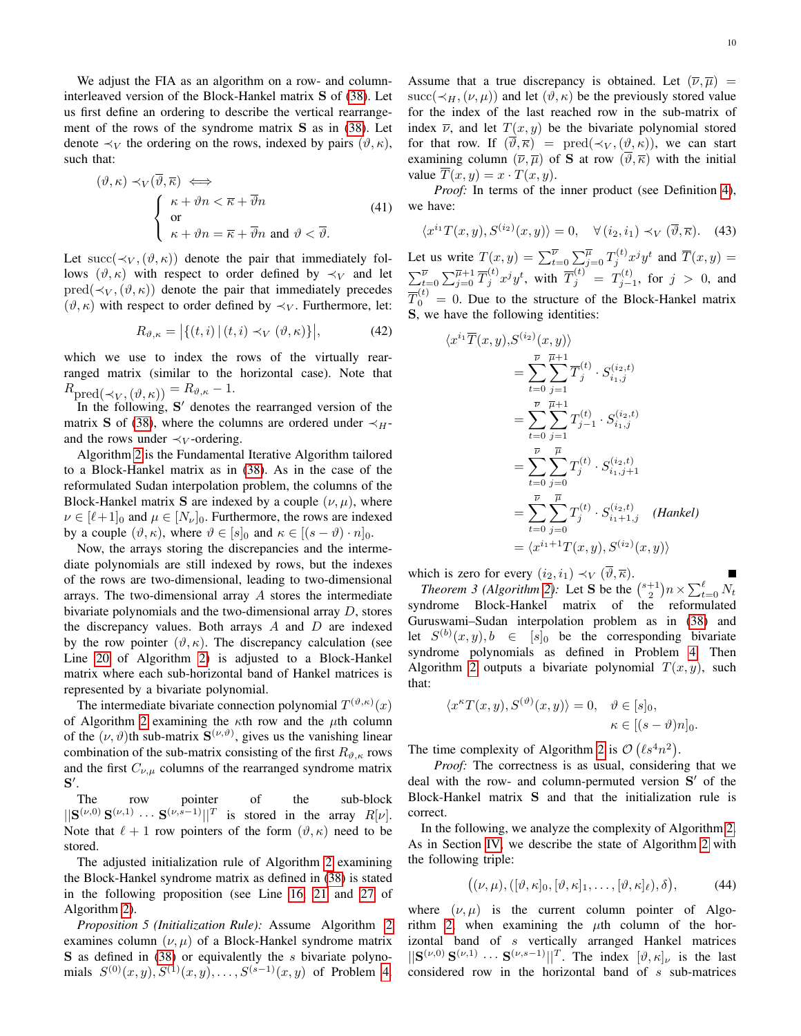We adjust the FIA as an algorithm on a row- and column-interleaved version of the Block-Hankel matrix $\mathbf{S}$ of (38). Let us first define an ordering to describe the vertical rearrangement of the rows of the syndrome matrix $\mathbf{S}$ as in (38). Let denote $\prec_V$ the ordering on the rows, indexed by pairs $(\vartheta, \kappa)$, such that:

$$
(\vartheta, \kappa) \prec_V (\overline{\vartheta}, \overline{\kappa}) \iff \begin{cases} \kappa + \vartheta n < \overline{\kappa} + \overline{\vartheta} n \\ \text{or} \\ \kappa + \vartheta n = \overline{\kappa} + \overline{\vartheta} n \text{ and } \vartheta < \overline{\vartheta}. \end{cases} \tag{41}
$$

Let $\mathrm{succ}(\prec_V, (\vartheta, \kappa))$ denote the pair that immediately follows $(\vartheta, \kappa)$ with respect to order defined by $\prec_V$ and let $\mathrm{pred}(\prec_V, (\vartheta, \kappa))$ denote the pair that immediately precedes $(\vartheta, \kappa)$ with respect to order defined by $\prec_V$. Furthermore, let:

$$
R_{\vartheta,\kappa} = \left| \{(t, i) \,|\, (t, i) \prec_V (\vartheta, \kappa)\} \right|, \tag{42}
$$

which we use to index the rows of the virtually rearranged matrix (similar to the horizontal case). Note that $R_{\mathrm{pred}(\prec_V, (\vartheta, \kappa))} = R_{\vartheta,\kappa} - 1$.

In the following, $\mathbf{S}'$ denotes the rearranged version of the matrix $\mathbf{S}$ of (38), where the columns are ordered under $\prec_H$- and the rows under $\prec_V$-ordering.

Algorithm 2 is the Fundamental Iterative Algorithm tailored to a Block-Hankel matrix as in (38). As in the case of the reformulated Sudan interpolation problem, the columns of the Block-Hankel matrix $\mathbf{S}$ are indexed by a couple $(\nu, \mu)$, where $\nu \in [\ell+1]_0$ and $\mu \in [N_\nu]_0$. Furthermore, the rows are indexed by a couple $(\vartheta, \kappa)$, where $\vartheta \in [s]_0$ and $\kappa \in [(s-\vartheta) \cdot n]_0$.

Now, the arrays storing the discrepancies and the intermediate polynomials are still indexed by rows, but the indexes of the rows are two-dimensional, leading to two-dimensional arrays. The two-dimensional array $A$ stores the intermediate bivariate polynomials and the two-dimensional array $D$, stores the discrepancy values. Both arrays $A$ and $D$ are indexed by the row pointer $(\vartheta, \kappa)$. The discrepancy calculation (see Line 20 of Algorithm 2) is adjusted to a Block-Hankel matrix where each sub-horizontal band of Hankel matrices is represented by a bivariate polynomial.

The intermediate bivariate connection polynomial $T^{(\vartheta,\kappa)}(x)$ of Algorithm 2 examining the $\kappa$th row and the $\mu$th column of the $(\nu, \vartheta)$th sub-matrix $\mathbf{S}^{(\nu,\vartheta)}$, gives us the vanishing linear combination of the sub-matrix consisting of the first $R_{\vartheta,\kappa}$ rows and the first $C_{\nu,\mu}$ columns of the rearranged syndrome matrix $\mathbf{S}'$.

The row pointer of the sub-block $||\mathbf{S}^{(\nu,0)}\, \mathbf{S}^{(\nu,1)} \cdots \mathbf{S}^{(\nu,s-1)}||^T$ is stored in the array $R[\nu]$. Note that $\ell+1$ row pointers of the form $(\vartheta, \kappa)$ need to be stored.

The adjusted initialization rule of Algorithm 2 examining the Block-Hankel syndrome matrix as defined in (38) is stated in the following proposition (see Line 16, 21 and 27 of Algorithm 2).

*Proposition 5 (Initialization Rule):* Assume Algorithm 2 examines column $(\nu, \mu)$ of a Block-Hankel syndrome matrix $\mathbf{S}$ as defined in (38) or equivalently the $s$ bivariate polynomials $S^{(0)}(x,y), S^{(1)}(x,y), \dots, S^{(s-1)}(x,y)$ of Problem 4. Assume that a true discrepancy is obtained. Let $(\overline{\nu}, \overline{\mu}) = \mathrm{succ}(\prec_H, (\nu, \mu))$ and let $(\vartheta, \kappa)$ be the previously stored value for the index of the last reached row in the sub-matrix of index $\overline{\nu}$, and let $T(x,y)$ be the bivariate polynomial stored for that row. If $(\overline{\vartheta}, \overline{\kappa}) = \mathrm{pred}(\prec_V, (\vartheta, \kappa))$, we can start examining column $(\overline{\nu}, \overline{\mu})$ of $\mathbf{S}$ at row $(\overline{\vartheta}, \overline{\kappa})$ with the initial value $\overline{T}(x,y) = x \cdot T(x,y)$.

*Proof:* In terms of the inner product (see Definition 4), we have:

$$
\langle x^{i_1} T(x,y), S^{(i_2)}(x,y) \rangle = 0, \quad \forall\, (i_2, i_1) \prec_V (\overline{\vartheta}, \overline{\kappa}). \tag{43}
$$

Let us write $T(x,y) = \sum_{t=0}^{\overline{\nu}} \sum_{j=0}^{\overline{\mu}} T_j^{(t)} x^j y^t$ and $\overline{T}(x,y) = \sum_{t=0}^{\overline{\nu}} \sum_{j=0}^{\overline{\mu}+1} \overline{T}_j^{(t)} x^j y^t$, with $\overline{T}_j^{(t)} = T_{j-1}^{(t)}$, for $j > 0$, and $\overline{T}_0^{(t)} = 0$. Due to the structure of the Block-Hankel matrix $\mathbf{S}$, we have the following identities:

$$
\begin{aligned}
\langle x^{i_1} \overline{T}(x,y), & S^{(i_2)}(x,y) \rangle \\
&= \sum_{t=0}^{\overline{\nu}} \sum_{j=1}^{\overline{\mu}+1} \overline{T}_j^{(t)} \cdot S_{i_1,j}^{(i_2,t)} \\
&= \sum_{t=0}^{\overline{\nu}} \sum_{j=1}^{\overline{\mu}+1} T_{j-1}^{(t)} \cdot S_{i_1,j}^{(i_2,t)} \\
&= \sum_{t=0}^{\overline{\nu}} \sum_{j=0}^{\overline{\mu}} T_j^{(t)} \cdot S_{i_1,j+1}^{(i_2,t)} \\
&= \sum_{t=0}^{\overline{\nu}} \sum_{j=0}^{\overline{\mu}} T_j^{(t)} \cdot S_{i_1+1,j}^{(i_2,t)} \quad \textit{(Hankel)} \\
&= \langle x^{i_1+1} T(x,y), S^{(i_2)}(x,y) \rangle
\end{aligned}
$$

which is zero for every $(i_2, i_1) \prec_V (\overline{\vartheta}, \overline{\kappa})$. ∎

*Theorem 3 (Algorithm 2):* Let $\mathbf{S}$ be the $\binom{s+1}{2} n \times \sum_{t=0}^{\ell} N_t$ syndrome Block-Hankel matrix of the reformulated Guruswami–Sudan interpolation problem as in (38) and let $S^{(b)}(x,y), b \in [s]_0$ be the corresponding bivariate syndrome polynomials as defined in Problem 4. Then Algorithm 2 outputs a bivariate polynomial $T(x,y)$, such that:

$$
\begin{aligned}
\langle x^\kappa T(x,y), S^{(\vartheta)}(x,y) \rangle = 0, \quad & \vartheta \in [s]_0, \\
& \kappa \in [(s-\vartheta)n]_0.
\end{aligned}
$$

The time complexity of Algorithm 2 is $\mathcal{O}\left(\ell s^4 n^2\right)$.

*Proof:* The correctness is as usual, considering that we deal with the row- and column-permuted version $\mathbf{S}'$ of the Block-Hankel matrix $\mathbf{S}$ and that the initialization rule is correct.

In the following, we analyze the complexity of Algorithm 2. As in Section IV, we describe the state of Algorithm 2 with the following triple:

$$
\big((\nu, \mu), ([\vartheta, \kappa]_0, [\vartheta, \kappa]_1, \dots, [\vartheta, \kappa]_\ell), \delta\big), \tag{44}
$$

where $(\nu, \mu)$ is the current column pointer of Algorithm 2, when examining the $\mu$th column of the horizontal band of $s$ vertically arranged Hankel matrices $||\mathbf{S}^{(\nu,0)}\, \mathbf{S}^{(\nu,1)} \cdots \mathbf{S}^{(\nu,s-1)}||^T$. The index $[\vartheta, \kappa]_\nu$ is the last considered row in the horizontal band of $s$ sub-matrices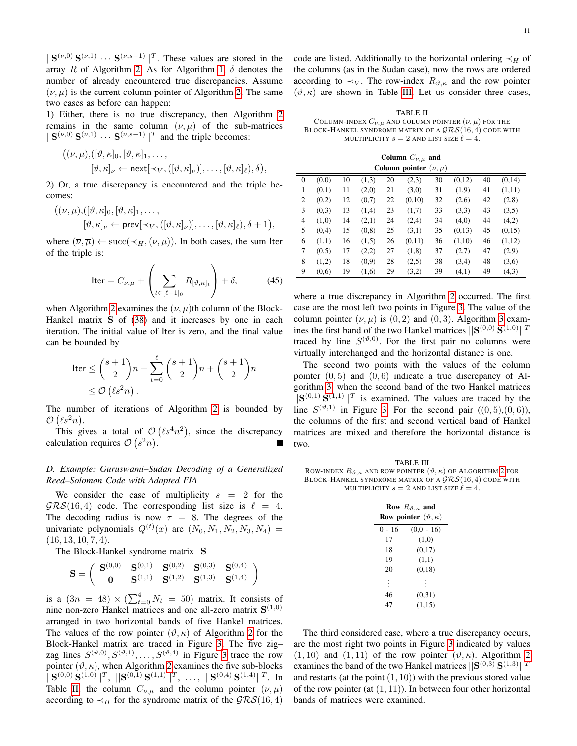$||\mathbf{S}^{(\nu,0)}\,\mathbf{S}^{(\nu,1)}\,\cdots\,\mathbf{S}^{(\nu,s-1)}||^T$. These values are stored in the array $R$ of Algorithm 2. As for Algorithm 1, $\delta$ denotes the number of already encountered true discrepancies. Assume $(\nu,\mu)$ is the current column pointer of Algorithm 2. The same two cases as before can happen:

1) Either, there is no true discrepancy, then Algorithm 2 remains in the same column $(\nu,\mu)$ of the sub-matrices $||\mathbf{S}^{(\nu,0)}\,\mathbf{S}^{(\nu,1)}\,\cdots\,\mathbf{S}^{(\nu,s-1)}||^T$ and the triple becomes:

$$\big((\nu,\mu),([\vartheta,\kappa]_0,[\vartheta,\kappa]_1,\ldots,\\ [\vartheta,\kappa]_\nu \leftarrow \mathsf{next}[\prec_V,([\vartheta,\kappa]_\nu)],\ldots,[\vartheta,\kappa]_\ell),\delta\big),$$

2) Or, a true discrepancy is encountered and the triple becomes:

$$\big((\overline{\nu},\overline{\mu}),([\vartheta,\kappa]_0,[\vartheta,\kappa]_1,\ldots,\\ [\vartheta,\kappa]_{\overline{\nu}} \leftarrow \mathsf{prev}[\prec_V,([\vartheta,\kappa]_{\overline{\nu}})],\ldots,[\vartheta,\kappa]_\ell),\delta+1\big),$$

where $(\overline{\nu},\overline{\mu}) \leftarrow \mathrm{succ}(\prec_H,(\nu,\mu))$. In both cases, the sum Iter of the triple is:

$$\mathsf{Iter} = C_{\nu,\mu} + \left(\sum_{t\in[\ell+1]_0} R_{[\vartheta,\kappa]_t}\right) + \delta, \tag{45}$$

when Algorithm 2 examines the $(\nu,\mu)$th column of the Block-Hankel matrix $\mathbf{S}$ of (38) and it increases by one in each iteration. The initial value of Iter is zero, and the final value can be bounded by

$$\mathsf{Iter} \leq \binom{s+1}{2}n + \sum_{t=0}^{\ell}\binom{s+1}{2}n + \binom{s+1}{2}n \\ \leq \mathcal{O}\left(\ell s^2 n\right).$$

The number of iterations of Algorithm 2 is bounded by $\mathcal{O}\left(\ell s^2 n\right)$.

This gives a total of $\mathcal{O}\left(\ell s^4 n^2\right)$, since the discrepancy calculation requires $\mathcal{O}\left(s^2 n\right)$. ∎

### D. Example: Guruswami–Sudan Decoding of a Generalized Reed–Solomon Code with Adapted FIA

We consider the case of multiplicity $s = 2$ for the $\mathcal{GRS}(16,4)$ code. The corresponding list size is $\ell = 4$. The decoding radius is now $\tau = 8$. The degrees of the univariate polynomials $Q^{(t)}(x)$ are $(N_0,N_1,N_2,N_3,N_4) = (16,13,10,7,4)$.

The Block-Hankel syndrome matrix $\mathbf{S}$

$$\mathbf{S} = \begin{pmatrix} \mathbf{S}^{(0,0)} & \mathbf{S}^{(0,1)} & \mathbf{S}^{(0,2)} & \mathbf{S}^{(0,3)} & \mathbf{S}^{(0,4)} \\ \mathbf{0} & \mathbf{S}^{(1,1)} & \mathbf{S}^{(1,2)} & \mathbf{S}^{(1,3)} & \mathbf{S}^{(1,4)} \end{pmatrix}$$

is a $(3n = 48) \times (\sum_{t=0}^{4} N_t = 50)$ matrix. It consists of nine non-zero Hankel matrices and one all-zero matrix $\mathbf{S}^{(1,0)}$ arranged in two horizontal bands of five Hankel matrices. The values of the row pointer $(\vartheta,\kappa)$ of Algorithm 2 for the Block-Hankel matrix are traced in Figure 3. The five zig–zag lines $S^{(\vartheta,0)}, S^{(\vartheta,1)}, \ldots, S^{(\vartheta,4)}$ in Figure 3 trace the row pointer $(\vartheta,\kappa)$, when Algorithm 2 examines the five sub-blocks $||\mathbf{S}^{(0,0)}\,\mathbf{S}^{(1,0)}||^T$, $||\mathbf{S}^{(0,1)}\,\mathbf{S}^{(1,1)}||^T$, $\ldots$, $||\mathbf{S}^{(0,4)}\,\mathbf{S}^{(1,4)}||^T$. In Table II, the column $C_{\nu,\mu}$ and the column pointer $(\nu,\mu)$ according to $\prec_H$ for the syndrome matrix of the $\mathcal{GRS}(16,4)$ code are listed. Additionally to the horizontal ordering $\prec_H$ of the columns (as in the Sudan case), now the rows are ordered according to $\prec_V$. The row-index $R_{\vartheta,\kappa}$ and the row pointer $(\vartheta,\kappa)$ are shown in Table III. Let us consider three cases,

TABLE II
COLUMN-INDEX $C_{\nu,\mu}$ AND COLUMN POINTER $(\nu,\mu)$ FOR THE BLOCK-HANKEL SYNDROME MATRIX OF A $\mathcal{GRS}(16,4)$ CODE WITH MULTIPLICITY $s=2$ AND LIST SIZE $\ell=4$.

| Column $C_{\nu,\mu}$ and Column pointer $(\nu,\mu)$ | | | | | | | | | |
|---|---|---|---|---|---|---|---|---|---|
| 0 | (0,0) | 10 | (1,3) | 20 | (2,3) | 30 | (0,12) | 40 | (0,14) |
| 1 | (0,1) | 11 | (2,0) | 21 | (3,0) | 31 | (1,9) | 41 | (1,11) |
| 2 | (0,2) | 12 | (0,7) | 22 | (0,10) | 32 | (2,6) | 42 | (2,8) |
| 3 | (0,3) | 13 | (1,4) | 23 | (1,7) | 33 | (3,3) | 43 | (3,5) |
| 4 | (1,0) | 14 | (2,1) | 24 | (2,4) | 34 | (4,0) | 44 | (4,2) |
| 5 | (0,4) | 15 | (0,8) | 25 | (3,1) | 35 | (0,13) | 45 | (0,15) |
| 6 | (1,1) | 16 | (1,5) | 26 | (0,11) | 36 | (1,10) | 46 | (1,12) |
| 7 | (0,5) | 17 | (2,2) | 27 | (1,8) | 37 | (2,7) | 47 | (2,9) |
| 8 | (1,2) | 18 | (0,9) | 28 | (2,5) | 38 | (3,4) | 48 | (3,6) |
| 9 | (0,6) | 19 | (1,6) | 29 | (3,2) | 39 | (4,1) | 49 | (4,3) |

where a true discrepancy in Algorithm 2 occurred. The first case are the most left two points in Figure 3. The value of the column pointer $(\nu,\mu)$ is $(0,2)$ and $(0,3)$. Algorithm 3 examines the first band of the two Hankel matrices $||\mathbf{S}^{(0,0)}\,\mathbf{S}^{(1,0)}||^T$ traced by line $S^{(\vartheta,0)}$. For the first pair no columns were virtually interchanged and the horizontal distance is one.

The second two points with the values of the column pointer $(0,5)$ and $(0,6)$ indicate a true discrepancy of Algorithm 3, when the second band of the two Hankel matrices $||\mathbf{S}^{(0,1)}\,\mathbf{S}^{(1,1)}||^T$ is examined. The values are traced by the line $S^{(\vartheta,1)}$ in Figure 3. For the second pair $((0,5),(0,6))$, the columns of the first and second vertical band of Hankel matrices are mixed and therefore the horizontal distance is two.

TABLE III
ROW-INDEX $R_{\vartheta,\kappa}$ AND ROW POINTER $(\vartheta,\kappa)$ OF ALGORITHM 2 FOR BLOCK-HANKEL SYNDROME MATRIX OF A $\mathcal{GRS}(16,4)$ CODE WITH MULTIPLICITY $s=2$ AND LIST SIZE $\ell=4$.

| Row $R_{\vartheta,\kappa}$ and | Row pointer $(\vartheta,\kappa)$ |
|---|---|
| 0 - 16 | (0,0 - 16) |
| 17 | (1,0) |
| 18 | (0,17) |
| 19 | (1,1) |
| 20 | (0,18) |
| ⋮ | ⋮ |
| 46 | (0,31) |
| 47 | (1,15) |

The third considered case, where a true discrepancy occurs, are the most right two points in Figure 3 indicated by values $(1,10)$ and $(1,11)$ of the row pointer $(\vartheta,\kappa)$. Algorithm 2 examines the band of the two Hankel matrices $||\mathbf{S}^{(0,3)}\,\mathbf{S}^{(1,3)}||^T$ and restarts (at the point $(1,10)$) with the previous stored value of the row pointer (at $(1,11)$). In between four other horizontal bands of matrices were examined.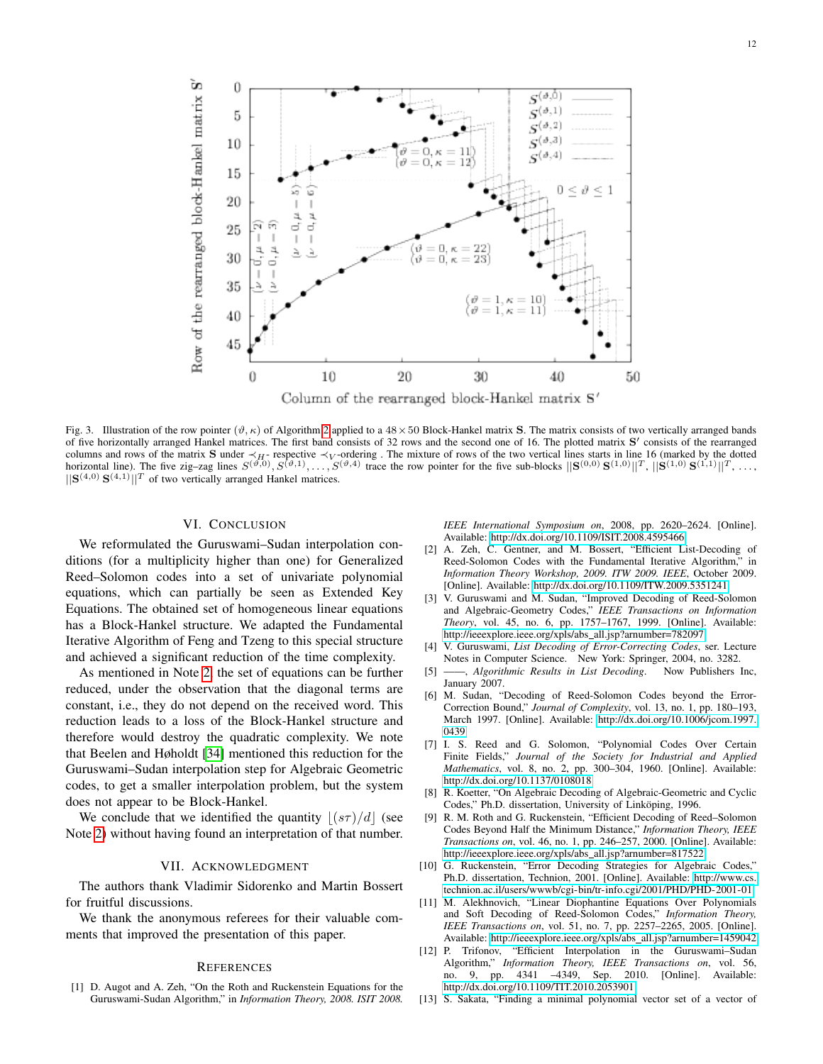Fig. 3. Illustration of the row pointer $(\vartheta, \kappa)$ of Algorithm 2 applied to a $48 \times 50$ Block-Hankel matrix $\mathbf{S}$. The matrix consists of two vertically arranged bands of five horizontally arranged Hankel matrices. The first band consists of 32 rows and the second one of 16. The plotted matrix $\mathbf{S}'$ consists of the rearranged columns and rows of the matrix $\mathbf{S}$ under $\prec_H$- respective $\prec_V$-ordering . The mixture of rows of the two vertical lines starts in line 16 (marked by the dotted horizontal line). The five zig–zag lines $S^{(\vartheta,0)}, S^{(\vartheta,1)}, \dots, S^{(\vartheta,4)}$ trace the row pointer for the five sub-blocks $||\mathbf{S}^{(0,0)}\ \mathbf{S}^{(1,0)}||^T, ||\mathbf{S}^{(1,0)}\ \mathbf{S}^{(1,1)}||^T, \dots, ||\mathbf{S}^{(4,0)}\ \mathbf{S}^{(4,1)}||^T$ of two vertically arranged Hankel matrices.

## VI. Conclusion

We reformulated the Guruswami–Sudan interpolation conditions (for a multiplicity higher than one) for Generalized Reed–Solomon codes into a set of univariate polynomial equations, which can partially be seen as Extended Key Equations. The obtained set of homogeneous linear equations has a Block-Hankel structure. We adapted the Fundamental Iterative Algorithm of Feng and Tzeng to this special structure and achieved a significant reduction of the time complexity.

As mentioned in Note 2, the set of equations can be further reduced, under the observation that the diagonal terms are constant, i.e., they do not depend on the received word. This reduction leads to a loss of the Block-Hankel structure and therefore would destroy the quadratic complexity. We note that Beelen and Høholdt [34] mentioned this reduction for the Guruswami–Sudan interpolation step for Algebraic Geometric codes, to get a smaller interpolation problem, but the system does not appear to be Block-Hankel.

We conclude that we identified the quantity $\lfloor (s\tau)/d \rfloor$ (see Note 2) without having found an interpretation of that number.

## VII. Acknowledgment

The authors thank Vladimir Sidorenko and Martin Bossert for fruitful discussions.

We thank the anonymous referees for their valuable comments that improved the presentation of this paper.

## References

[1] D. Augot and A. Zeh, "On the Roth and Ruckenstein Equations for the Guruswami-Sudan Algorithm," in *Information Theory, 2008. ISIT 2008. IEEE International Symposium on*, 2008, pp. 2620–2624. [Online]. Available: http://dx.doi.org/10.1109/ISIT.2008.4595466

[2] A. Zeh, C. Gentner, and M. Bossert, "Efficient List-Decoding of Reed-Solomon Codes with the Fundamental Iterative Algorithm," in *Information Theory Workshop, 2009. ITW 2009. IEEE*, October 2009. [Online]. Available: http://dx.doi.org/10.1109/ITW.2009.5351241

[3] V. Guruswami and M. Sudan, "Improved Decoding of Reed-Solomon and Algebraic-Geometry Codes," *IEEE Transactions on Information Theory*, vol. 45, no. 6, pp. 1757–1767, 1999. [Online]. Available: http://ieeexplore.ieee.org/xpls/abs_all.jsp?arnumber=782097

[4] V. Guruswami, *List Decoding of Error-Correcting Codes*, ser. Lecture Notes in Computer Science. New York: Springer, 2004, no. 3282.

[5] ——, *Algorithmic Results in List Decoding*. Now Publishers Inc, January 2007.

[6] M. Sudan, "Decoding of Reed-Solomon Codes beyond the Error-Correction Bound," *Journal of Complexity*, vol. 13, no. 1, pp. 180–193, March 1997. [Online]. Available: http://dx.doi.org/10.1006/jcom.1997.0439

[7] I. S. Reed and G. Solomon, "Polynomial Codes Over Certain Finite Fields," *Journal of the Society for Industrial and Applied Mathematics*, vol. 8, no. 2, pp. 300–304, 1960. [Online]. Available: http://dx.doi.org/10.1137/0108018

[8] R. Koetter, "On Algebraic Decoding of Algebraic-Geometric and Cyclic Codes," Ph.D. dissertation, University of Linköping, 1996.

[9] R. M. Roth and G. Ruckenstein, "Efficient Decoding of Reed–Solomon Codes Beyond Half the Minimum Distance," *Information Theory, IEEE Transactions on*, vol. 46, no. 1, pp. 246–257, 2000. [Online]. Available: http://ieeexplore.ieee.org/xpls/abs_all.jsp?arnumber=817522

[10] G. Ruckenstein, "Error Decoding Strategies for Algebraic Codes," Ph.D. dissertation, Technion, 2001. [Online]. Available: http://www.cs.technion.ac.il/users/wwwb/cgi-bin/tr-info.cgi/2001/PHD/PHD-2001-01

[11] M. Alekhnovich, "Linear Diophantine Equations Over Polynomials and Soft Decoding of Reed-Solomon Codes," *Information Theory, IEEE Transactions on*, vol. 51, no. 7, pp. 2257–2265, 2005. [Online]. Available: http://ieeexplore.ieee.org/xpls/abs_all.jsp?arnumber=1459042

[12] P. Trifonov, "Efficient Interpolation in the Guruswami–Sudan Algorithm," *Information Theory, IEEE Transactions on*, vol. 56, no. 9, pp. 4341 –4349, Sep. 2010. [Online]. Available: http://dx.doi.org/10.1109/TIT.2010.2053901

[13] S. Sakata, "Finding a minimal polynomial vector set of a vector of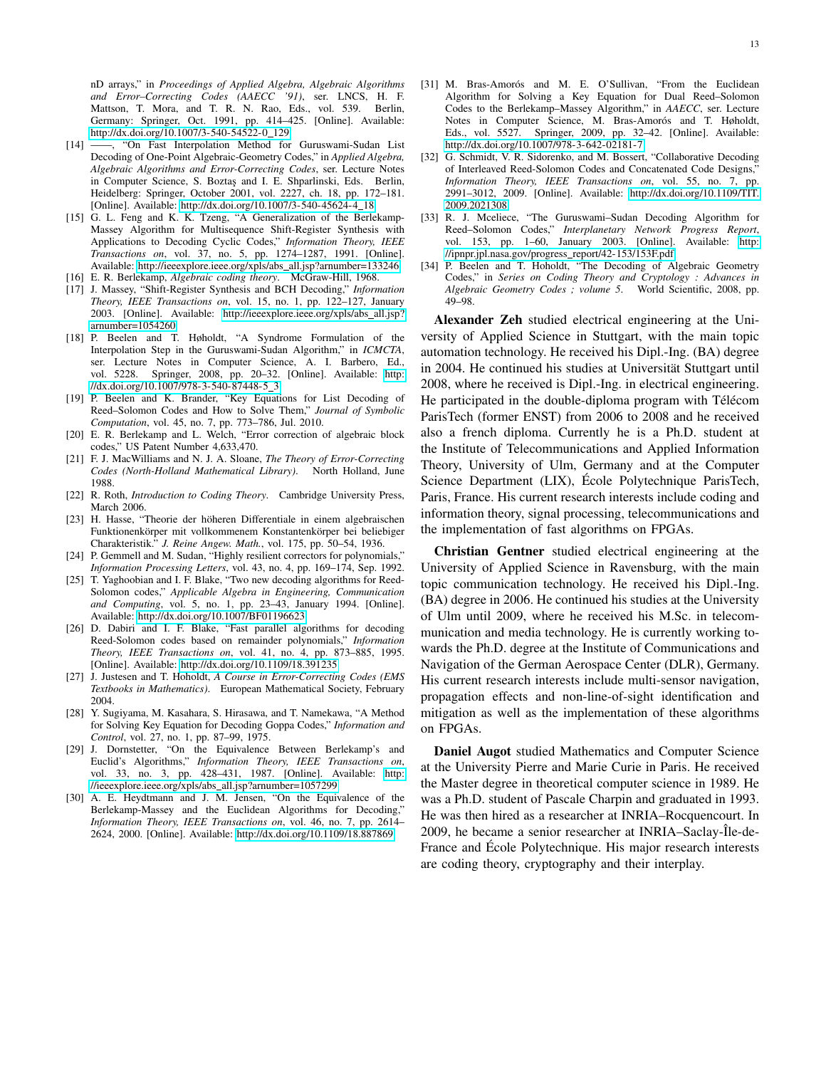nD arrays," in *Proceedings of Applied Algebra, Algebraic Algorithms and Error–Correcting Codes (AAECC '91)*, ser. LNCS, H. F. Mattson, T. Mora, and T. R. N. Rao, Eds., vol. 539. Berlin, Germany: Springer, Oct. 1991, pp. 414–425. [Online]. Available: http://dx.doi.org/10.1007/3-540-54522-0_129

[14] ——, "On Fast Interpolation Method for Guruswami-Sudan List Decoding of One-Point Algebraic-Geometry Codes," in *Applied Algebra, Algebraic Algorithms and Error-Correcting Codes*, ser. Lecture Notes in Computer Science, S. Boztaş and I. E. Shparlinski, Eds. Berlin, Heidelberg: Springer, October 2001, vol. 2227, ch. 18, pp. 172–181. [Online]. Available: http://dx.doi.org/10.1007/3-540-45624-4_18

[15] G. L. Feng and K. K. Tzeng, "A Generalization of the Berlekamp-Massey Algorithm for Multisequence Shift-Register Synthesis with Applications to Decoding Cyclic Codes," *Information Theory, IEEE Transactions on*, vol. 37, no. 5, pp. 1274–1287, 1991. [Online]. Available: http://ieeexplore.ieee.org/xpls/abs_all.jsp?arnumber=133246

[16] E. R. Berlekamp, *Algebraic coding theory*. McGraw-Hill, 1968.

[17] J. Massey, "Shift-Register Synthesis and BCH Decoding," *Information Theory, IEEE Transactions on*, vol. 15, no. 1, pp. 122–127, January 2003. [Online]. Available: http://ieeexplore.ieee.org/xpls/abs_all.jsp?arnumber=1054260

[18] P. Beelen and T. Høholdt, "A Syndrome Formulation of the Interpolation Step in the Guruswami-Sudan Algorithm," in *ICMCTA*, ser. Lecture Notes in Computer Science, A. I. Barbero, Ed., vol. 5228. Springer, 2008, pp. 20–32. [Online]. Available: http://dx.doi.org/10.1007/978-3-540-87448-5_3

[19] P. Beelen and K. Brander, "Key Equations for List Decoding of Reed–Solomon Codes and How to Solve Them," *Journal of Symbolic Computation*, vol. 45, no. 7, pp. 773–786, Jul. 2010.

[20] E. R. Berlekamp and L. Welch, "Error correction of algebraic block codes," US Patent Number 4,633,470.

[21] F. J. MacWilliams and N. J. A. Sloane, *The Theory of Error-Correcting Codes (North-Holland Mathematical Library)*. North Holland, June 1988.

[22] R. Roth, *Introduction to Coding Theory*. Cambridge University Press, March 2006.

[23] H. Hasse, "Theorie der höheren Differentiale in einem algebraischen Funktionenkörper mit vollkommenem Konstantenkörper bei beliebiger Charakteristik." *J. Reine Angew. Math.*, vol. 175, pp. 50–54, 1936.

[24] P. Gemmell and M. Sudan, "Highly resilient correctors for polynomials," *Information Processing Letters*, vol. 43, no. 4, pp. 169–174, Sep. 1992.

[25] T. Yaghoobian and I. F. Blake, "Two new decoding algorithms for Reed-Solomon codes," *Applicable Algebra in Engineering, Communication and Computing*, vol. 5, no. 1, pp. 23–43, January 1994. [Online]. Available: http://dx.doi.org/10.1007/BF01196623

[26] D. Dabiri and I. F. Blake, "Fast parallel algorithms for decoding Reed-Solomon codes based on remainder polynomials," *Information Theory, IEEE Transactions on*, vol. 41, no. 4, pp. 873–885, 1995. [Online]. Available: http://dx.doi.org/10.1109/18.391235

[27] J. Justesen and T. Hoholdt, *A Course in Error-Correcting Codes (EMS Textbooks in Mathematics)*. European Mathematical Society, February 2004.

[28] Y. Sugiyama, M. Kasahara, S. Hirasawa, and T. Namekawa, "A Method for Solving Key Equation for Decoding Goppa Codes," *Information and Control*, vol. 27, no. 1, pp. 87–99, 1975.

[29] J. Dornstetter, "On the Equivalence Between Berlekamp's and Euclid's Algorithms," *Information Theory, IEEE Transactions on*, vol. 33, no. 3, pp. 428–431, 1987. [Online]. Available: http://ieeexplore.ieee.org/xpls/abs_all.jsp?arnumber=1057299

[30] A. E. Heydtmann and J. M. Jensen, "On the Equivalence of the Berlekamp-Massey and the Euclidean Algorithms for Decoding," *Information Theory, IEEE Transactions on*, vol. 46, no. 7, pp. 2614–2624, 2000. [Online]. Available: http://dx.doi.org/10.1109/18.887869

[31] M. Bras-Amorós and M. E. O'Sullivan, "From the Euclidean Algorithm for Solving a Key Equation for Dual Reed–Solomon Codes to the Berlekamp–Massey Algorithm," in *AAECC*, ser. Lecture Notes in Computer Science, M. Bras-Amorós and T. Høholdt, Eds., vol. 5527. Springer, 2009, pp. 32–42. [Online]. Available: http://dx.doi.org/10.1007/978-3-642-02181-7

[32] G. Schmidt, V. R. Sidorenko, and M. Bossert, "Collaborative Decoding of Interleaved Reed-Solomon Codes and Concatenated Code Designs," *Information Theory, IEEE Transactions on*, vol. 55, no. 7, pp. 2991–3012, 2009. [Online]. Available: http://dx.doi.org/10.1109/TIT.2009.2021308

[33] R. J. Mceliece, "The Guruswami–Sudan Decoding Algorithm for Reed–Solomon Codes," *Interplanetary Network Progress Report*, vol. 153, pp. 1–60, January 2003. [Online]. Available: http://ipnpr.jpl.nasa.gov/progress_report/42-153/153F.pdf

[34] P. Beelen and T. Hoholdt, "The Decoding of Algebraic Geometry Codes," in *Series on Coding Theory and Cryptology : Advances in Algebraic Geometry Codes ; volume 5*. World Scientific, 2008, pp. 49–98.

**Alexander Zeh** studied electrical engineering at the University of Applied Science in Stuttgart, with the main topic automation technology. He received his Dipl.-Ing. (BA) degree in 2004. He continued his studies at Universität Stuttgart until 2008, where he received is Dipl.-Ing. in electrical engineering. He participated in the double-diploma program with Télécom ParisTech (former ENST) from 2006 to 2008 and he received also a french diploma. Currently he is a Ph.D. student at the Institute of Telecommunications and Applied Information Theory, University of Ulm, Germany and at the Computer Science Department (LIX), École Polytechnique ParisTech, Paris, France. His current research interests include coding and information theory, signal processing, telecommunications and the implementation of fast algorithms on FPGAs.

**Christian Gentner** studied electrical engineering at the University of Applied Science in Ravensburg, with the main topic communication technology. He received his Dipl.-Ing. (BA) degree in 2006. He continued his studies at the University of Ulm until 2009, where he received his M.Sc. in telecommunication and media technology. He is currently working towards the Ph.D. degree at the Institute of Communications and Navigation of the German Aerospace Center (DLR), Germany. His current research interests include multi-sensor navigation, propagation effects and non-line-of-sight identification and mitigation as well as the implementation of these algorithms on FPGAs.

**Daniel Augot** studied Mathematics and Computer Science at the University Pierre and Marie Curie in Paris. He received the Master degree in theoretical computer science in 1989. He was a Ph.D. student of Pascale Charpin and graduated in 1993. He was then hired as a researcher at INRIA–Rocquencourt. In 2009, he became a senior researcher at INRIA–Saclay-Île-de-France and École Polytechnique. His major research interests are coding theory, cryptography and their interplay.